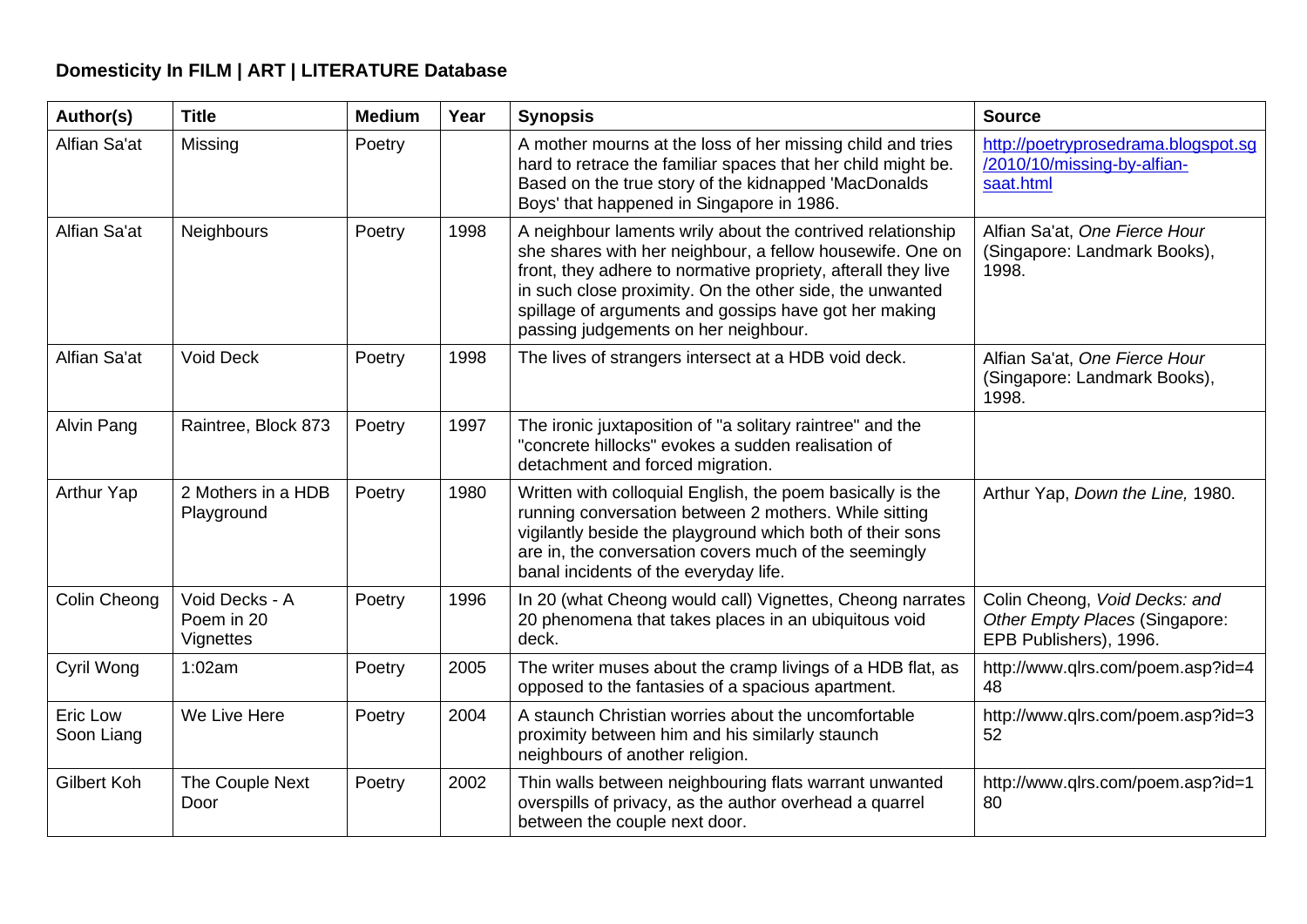**Domesticity In FILM | ART | LITERATURE Database**

| Author(s) | Title | Medium | Year | Synopsis | Source |
|---|---|---|---|---|---|
| Alfian Sa'at | Missing | Poetry | | A mother mourns at the loss of her missing child and tries hard to retrace the familiar spaces that her child might be. Based on the true story of the kidnapped 'MacDonalds Boys' that happened in Singapore in 1986. | http://poetryprosedrama.blogspot.sg/2010/10/missing-by-alfian-saat.html |
| Alfian Sa'at | Neighbours | Poetry | 1998 | A neighbour laments wrily about the contrived relationship she shares with her neighbour, a fellow housewife. One on front, they adhere to normative propriety, afterall they live in such close proximity. On the other side, the unwanted spillage of arguments and gossips have got her making passing judgements on her neighbour. | Alfian Sa'at, *One Fierce Hour* (Singapore: Landmark Books), 1998. |
| Alfian Sa'at | Void Deck | Poetry | 1998 | The lives of strangers intersect at a HDB void deck. | Alfian Sa'at, *One Fierce Hour* (Singapore: Landmark Books), 1998. |
| Alvin Pang | Raintree, Block 873 | Poetry | 1997 | The ironic juxtaposition of "a solitary raintree" and the "concrete hillocks" evokes a sudden realisation of detachment and forced migration. | |
| Arthur Yap | 2 Mothers in a HDB Playground | Poetry | 1980 | Written with colloquial English, the poem basically is the running conversation between 2 mothers. While sitting vigilantly beside the playground which both of their sons are in, the conversation covers much of the seemingly banal incidents of the everyday life. | Arthur Yap, *Down the Line,* 1980. |
| Colin Cheong | Void Decks - A Poem in 20 Vignettes | Poetry | 1996 | In 20 (what Cheong would call) Vignettes, Cheong narrates 20 phenomena that takes places in an ubiquitous void deck. | Colin Cheong, *Void Decks: and Other Empty Places* (Singapore: EPB Publishers), 1996. |
| Cyril Wong | 1:02am | Poetry | 2005 | The writer muses about the cramp livings of a HDB flat, as opposed to the fantasies of a spacious apartment. | http://www.qlrs.com/poem.asp?id=448 |
| Eric Low Soon Liang | We Live Here | Poetry | 2004 | A staunch Christian worries about the uncomfortable proximity between him and his similarly staunch neighbours of another religion. | http://www.qlrs.com/poem.asp?id=352 |
| Gilbert Koh | The Couple Next Door | Poetry | 2002 | Thin walls between neighbouring flats warrant unwanted overspills of privacy, as the author overhead a quarrel between the couple next door. | http://www.qlrs.com/poem.asp?id=180 |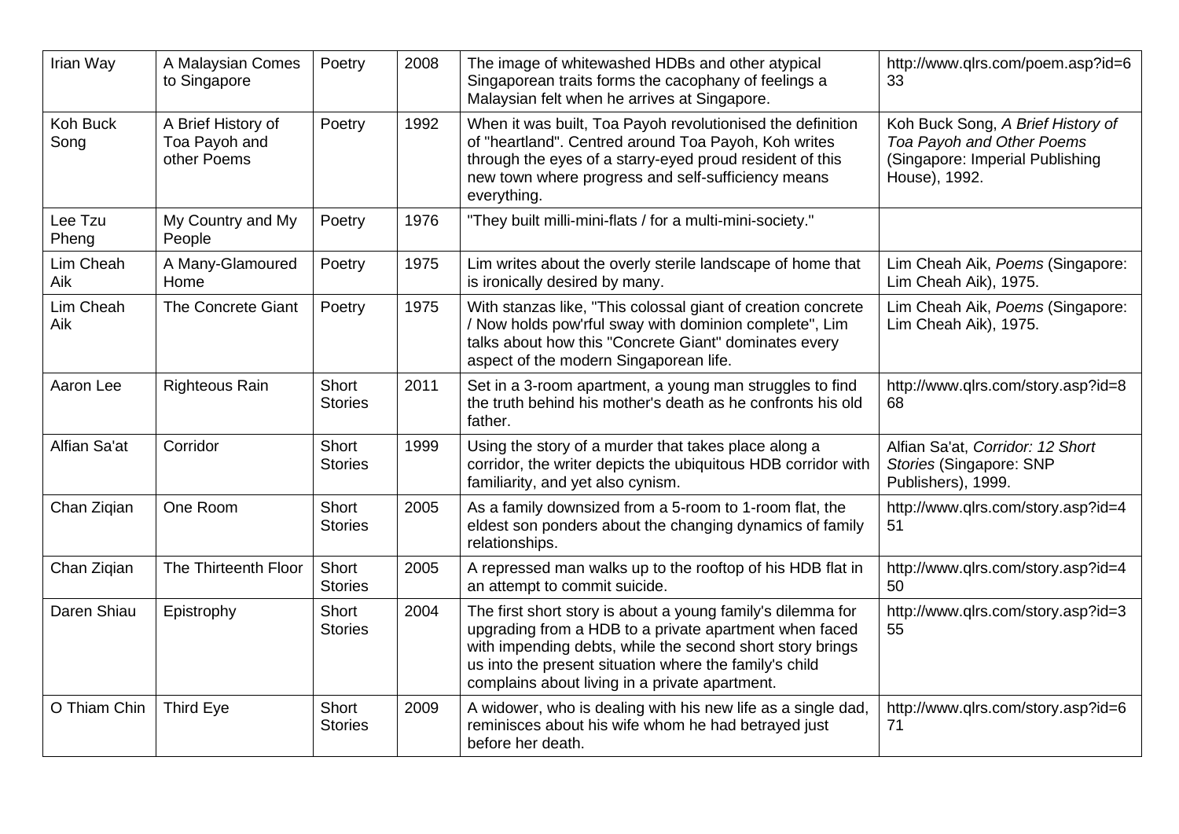| Irian Way | A Malaysian Comes to Singapore | Poetry | 2008 | The image of whitewashed HDBs and other atypical Singaporean traits forms the cacophany of feelings a Malaysian felt when he arrives at Singapore. | http://www.qlrs.com/poem.asp?id=633 |
|---|---|---|---|---|---|
| Koh Buck Song | A Brief History of Toa Payoh and other Poems | Poetry | 1992 | When it was built, Toa Payoh revolutionised the definition of "heartland". Centred around Toa Payoh, Koh writes through the eyes of a starry-eyed proud resident of this new town where progress and self-sufficiency means everything. | Koh Buck Song, *A Brief History of Toa Payoh and Other Poems* (Singapore: Imperial Publishing House), 1992. |
| Lee Tzu Pheng | My Country and My People | Poetry | 1976 | "They built milli-mini-flats / for a multi-mini-society." | |
| Lim Cheah Aik | A Many-Glamoured Home | Poetry | 1975 | Lim writes about the overly sterile landscape of home that is ironically desired by many. | Lim Cheah Aik, *Poems* (Singapore: Lim Cheah Aik), 1975. |
| Lim Cheah Aik | The Concrete Giant | Poetry | 1975 | With stanzas like, "This colossal giant of creation concrete / Now holds pow'rful sway with dominion complete", Lim talks about how this "Concrete Giant" dominates every aspect of the modern Singaporean life. | Lim Cheah Aik, *Poems* (Singapore: Lim Cheah Aik), 1975. |
| Aaron Lee | Righteous Rain | Short Stories | 2011 | Set in a 3-room apartment, a young man struggles to find the truth behind his mother's death as he confronts his old father. | http://www.qlrs.com/story.asp?id=868 |
| Alfian Sa'at | Corridor | Short Stories | 1999 | Using the story of a murder that takes place along a corridor, the writer depicts the ubiquitous HDB corridor with familiarity, and yet also cynism. | Alfian Sa'at, *Corridor: 12 Short Stories* (Singapore: SNP Publishers), 1999. |
| Chan Ziqian | One Room | Short Stories | 2005 | As a family downsized from a 5-room to 1-room flat, the eldest son ponders about the changing dynamics of family relationships. | http://www.qlrs.com/story.asp?id=451 |
| Chan Ziqian | The Thirteenth Floor | Short Stories | 2005 | A repressed man walks up to the rooftop of his HDB flat in an attempt to commit suicide. | http://www.qlrs.com/story.asp?id=450 |
| Daren Shiau | Epistrophy | Short Stories | 2004 | The first short story is about a young family's dilemma for upgrading from a HDB to a private apartment when faced with impending debts, while the second short story brings us into the present situation where the family's child complains about living in a private apartment. | http://www.qlrs.com/story.asp?id=355 |
| O Thiam Chin | Third Eye | Short Stories | 2009 | A widower, who is dealing with his new life as a single dad, reminisces about his wife whom he had betrayed just before her death. | http://www.qlrs.com/story.asp?id=671 |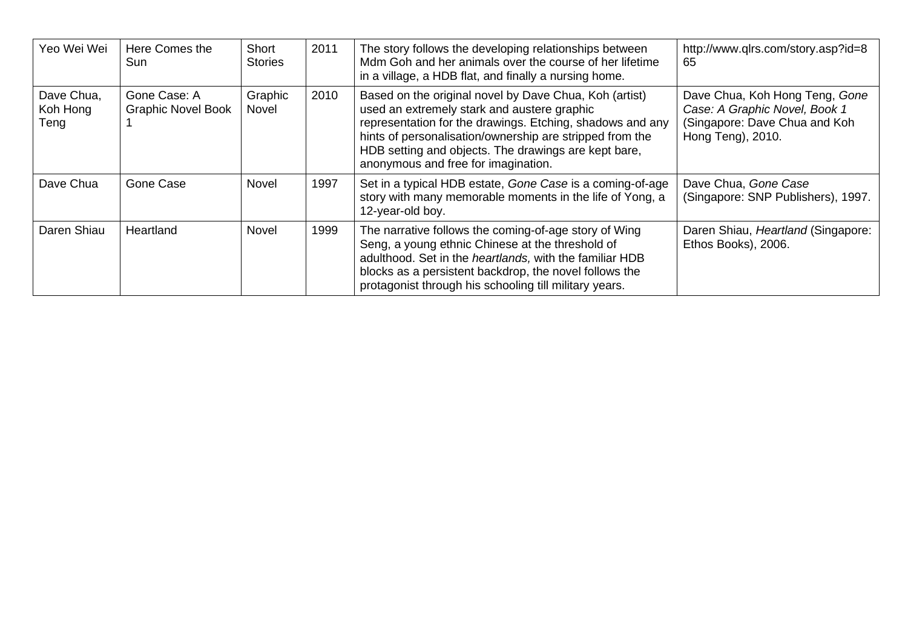| Yeo Wei Wei | Here Comes the Sun | Short Stories | 2011 | The story follows the developing relationships between Mdm Goh and her animals over the course of her lifetime in a village, a HDB flat, and finally a nursing home. | http://www.qlrs.com/story.asp?id=865 |
|---|---|---|---|---|---|
| Dave Chua, Koh Hong Teng | Gone Case: A Graphic Novel Book 1 | Graphic Novel | 2010 | Based on the original novel by Dave Chua, Koh (artist) used an extremely stark and austere graphic representation for the drawings. Etching, shadows and any hints of personalisation/ownership are stripped from the HDB setting and objects. The drawings are kept bare, anonymous and free for imagination. | Dave Chua, Koh Hong Teng, *Gone Case: A Graphic Novel, Book 1* (Singapore: Dave Chua and Koh Hong Teng), 2010. |
| Dave Chua | Gone Case | Novel | 1997 | Set in a typical HDB estate, *Gone Case* is a coming-of-age story with many memorable moments in the life of Yong, a 12-year-old boy. | Dave Chua, *Gone Case* (Singapore: SNP Publishers), 1997. |
| Daren Shiau | Heartland | Novel | 1999 | The narrative follows the coming-of-age story of Wing Seng, a young ethnic Chinese at the threshold of adulthood. Set in the *heartlands,* with the familiar HDB blocks as a persistent backdrop, the novel follows the protagonist through his schooling till military years. | Daren Shiau, *Heartland* (Singapore: Ethos Books), 2006. |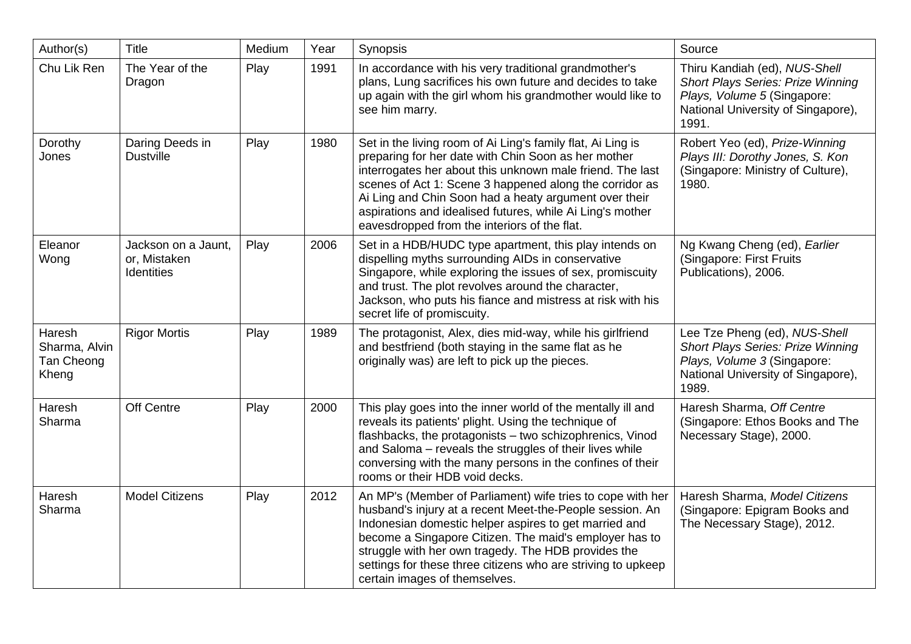| Author(s) | Title | Medium | Year | Synopsis | Source |
| --- | --- | --- | --- | --- | --- |
| Chu Lik Ren | The Year of the Dragon | Play | 1991 | In accordance with his very traditional grandmother's plans, Lung sacrifices his own future and decides to take up again with the girl whom his grandmother would like to see him marry. | Thiru Kandiah (ed), *NUS-Shell Short Plays Series: Prize Winning Plays, Volume 5* (Singapore: National University of Singapore), 1991. |
| Dorothy Jones | Daring Deeds in Dustville | Play | 1980 | Set in the living room of Ai Ling's family flat, Ai Ling is preparing for her date with Chin Soon as her mother interrogates her about this unknown male friend. The last scenes of Act 1: Scene 3 happened along the corridor as Ai Ling and Chin Soon had a heaty argument over their aspirations and idealised futures, while Ai Ling's mother eavesdropped from the interiors of the flat. | Robert Yeo (ed), *Prize-Winning Plays III: Dorothy Jones, S. Kon* (Singapore: Ministry of Culture), 1980. |
| Eleanor Wong | Jackson on a Jaunt, or, Mistaken Identities | Play | 2006 | Set in a HDB/HUDC type apartment, this play intends on dispelling myths surrounding AIDs in conservative Singapore, while exploring the issues of sex, promiscuity and trust. The plot revolves around the character, Jackson, who puts his fiance and mistress at risk with his secret life of promiscuity. | Ng Kwang Cheng (ed), *Earlier* (Singapore: First Fruits Publications), 2006. |
| Haresh Sharma, Alvin Tan Cheong Kheng | Rigor Mortis | Play | 1989 | The protagonist, Alex, dies mid-way, while his girlfriend and bestfriend (both staying in the same flat as he originally was) are left to pick up the pieces. | Lee Tze Pheng (ed), *NUS-Shell Short Plays Series: Prize Winning Plays, Volume 3* (Singapore: National University of Singapore), 1989. |
| Haresh Sharma | Off Centre | Play | 2000 | This play goes into the inner world of the mentally ill and reveals its patients' plight. Using the technique of flashbacks, the protagonists – two schizophrenics, Vinod and Saloma – reveals the struggles of their lives while conversing with the many persons in the confines of their rooms or their HDB void decks. | Haresh Sharma, *Off Centre* (Singapore: Ethos Books and The Necessary Stage), 2000. |
| Haresh Sharma | Model Citizens | Play | 2012 | An MP's (Member of Parliament) wife tries to cope with her husband's injury at a recent Meet-the-People session. An Indonesian domestic helper aspires to get married and become a Singapore Citizen. The maid's employer has to struggle with her own tragedy. The HDB provides the settings for these three citizens who are striving to upkeep certain images of themselves. | Haresh Sharma, *Model Citizens* (Singapore: Epigram Books and The Necessary Stage), 2012. |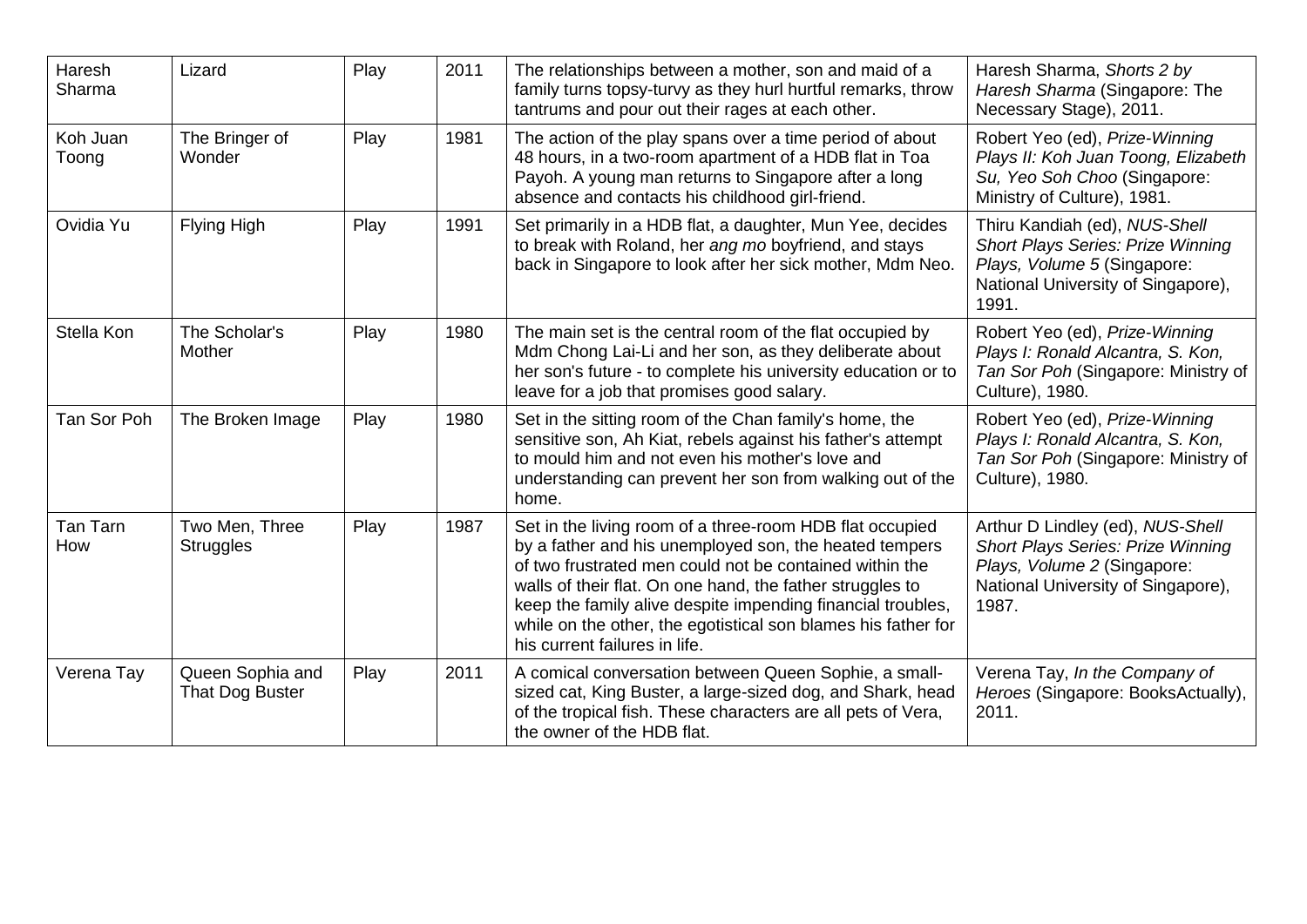| Haresh Sharma | Lizard | Play | 2011 | The relationships between a mother, son and maid of a family turns topsy-turvy as they hurl hurtful remarks, throw tantrums and pour out their rages at each other. | Haresh Sharma, *Shorts 2 by Haresh Sharma* (Singapore: The Necessary Stage), 2011. |
|---|---|---|---|---|---|
| Koh Juan Toong | The Bringer of Wonder | Play | 1981 | The action of the play spans over a time period of about 48 hours, in a two-room apartment of a HDB flat in Toa Payoh. A young man returns to Singapore after a long absence and contacts his childhood girl-friend. | Robert Yeo (ed), *Prize-Winning Plays II: Koh Juan Toong, Elizabeth Su, Yeo Soh Choo* (Singapore: Ministry of Culture), 1981. |
| Ovidia Yu | Flying High | Play | 1991 | Set primarily in a HDB flat, a daughter, Mun Yee, decides to break with Roland, her *ang mo* boyfriend, and stays back in Singapore to look after her sick mother, Mdm Neo. | Thiru Kandiah (ed), *NUS-Shell Short Plays Series: Prize Winning Plays, Volume 5* (Singapore: National University of Singapore), 1991. |
| Stella Kon | The Scholar's Mother | Play | 1980 | The main set is the central room of the flat occupied by Mdm Chong Lai-Li and her son, as they deliberate about her son's future - to complete his university education or to leave for a job that promises good salary. | Robert Yeo (ed), *Prize-Winning Plays I: Ronald Alcantra, S. Kon, Tan Sor Poh* (Singapore: Ministry of Culture), 1980. |
| Tan Sor Poh | The Broken Image | Play | 1980 | Set in the sitting room of the Chan family's home, the sensitive son, Ah Kiat, rebels against his father's attempt to mould him and not even his mother's love and understanding can prevent her son from walking out of the home. | Robert Yeo (ed), *Prize-Winning Plays I: Ronald Alcantra, S. Kon, Tan Sor Poh* (Singapore: Ministry of Culture), 1980. |
| Tan Tarn How | Two Men, Three Struggles | Play | 1987 | Set in the living room of a three-room HDB flat occupied by a father and his unemployed son, the heated tempers of two frustrated men could not be contained within the walls of their flat. On one hand, the father struggles to keep the family alive despite impending financial troubles, while on the other, the egotistical son blames his father for his current failures in life. | Arthur D Lindley (ed), *NUS-Shell Short Plays Series: Prize Winning Plays, Volume 2* (Singapore: National University of Singapore), 1987. |
| Verena Tay | Queen Sophia and That Dog Buster | Play | 2011 | A comical conversation between Queen Sophie, a small-sized cat, King Buster, a large-sized dog, and Shark, head of the tropical fish. These characters are all pets of Vera, the owner of the HDB flat. | Verena Tay, *In the Company of Heroes* (Singapore: BooksActually), 2011. |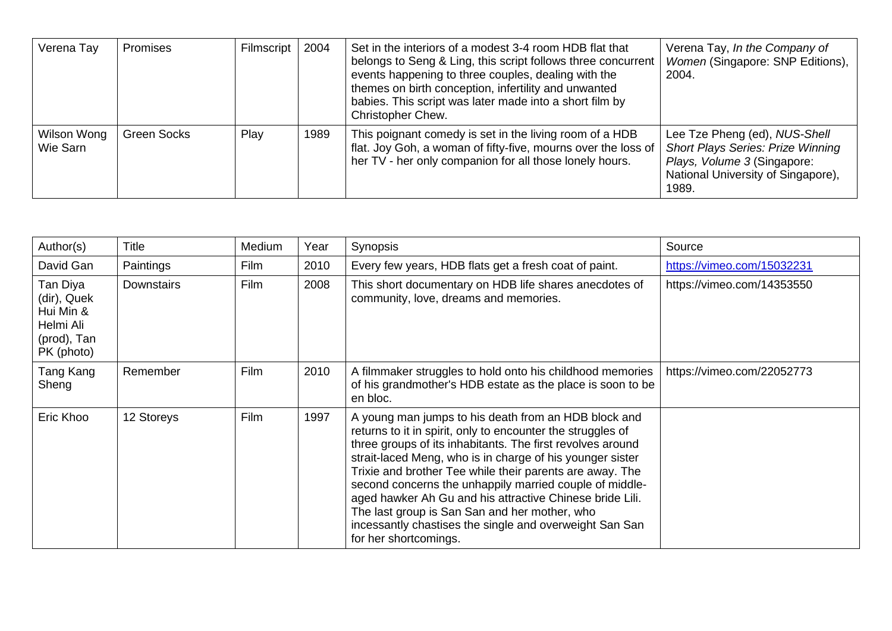| Verena Tay | Promises | Filmscript | 2004 | Set in the interiors of a modest 3-4 room HDB flat that belongs to Seng & Ling, this script follows three concurrent events happening to three couples, dealing with the themes on birth conception, infertility and unwanted babies. This script was later made into a short film by Christopher Chew. | Verena Tay, *In the Company of Women* (Singapore: SNP Editions), 2004. |
|---|---|---|---|---|---|
| Wilson Wong Wie Sarn | Green Socks | Play | 1989 | This poignant comedy is set in the living room of a HDB flat. Joy Goh, a woman of fifty-five, mourns over the loss of her TV - her only companion for all those lonely hours. | Lee Tze Pheng (ed), *NUS-Shell Short Plays Series: Prize Winning Plays, Volume 3* (Singapore: National University of Singapore), 1989. |

| Author(s) | Title | Medium | Year | Synopsis | Source |
|---|---|---|---|---|---|
| David Gan | Paintings | Film | 2010 | Every few years, HDB flats get a fresh coat of paint. | https://vimeo.com/15032231 |
| Tan Diya (dir), Quek Hui Min & Helmi Ali (prod), Tan PK (photo) | Downstairs | Film | 2008 | This short documentary on HDB life shares anecdotes of community, love, dreams and memories. | https://vimeo.com/14353550 |
| Tang Kang Sheng | Remember | Film | 2010 | A filmmaker struggles to hold onto his childhood memories of his grandmother's HDB estate as the place is soon to be en bloc. | https://vimeo.com/22052773 |
| Eric Khoo | 12 Storeys | Film | 1997 | A young man jumps to his death from an HDB block and returns to it in spirit, only to encounter the struggles of three groups of its inhabitants. The first revolves around strait-laced Meng, who is in charge of his younger sister Trixie and brother Tee while their parents are away. The second concerns the unhappily married couple of middle-aged hawker Ah Gu and his attractive Chinese bride Lili. The last group is San San and her mother, who incessantly chastises the single and overweight San San for her shortcomings. | |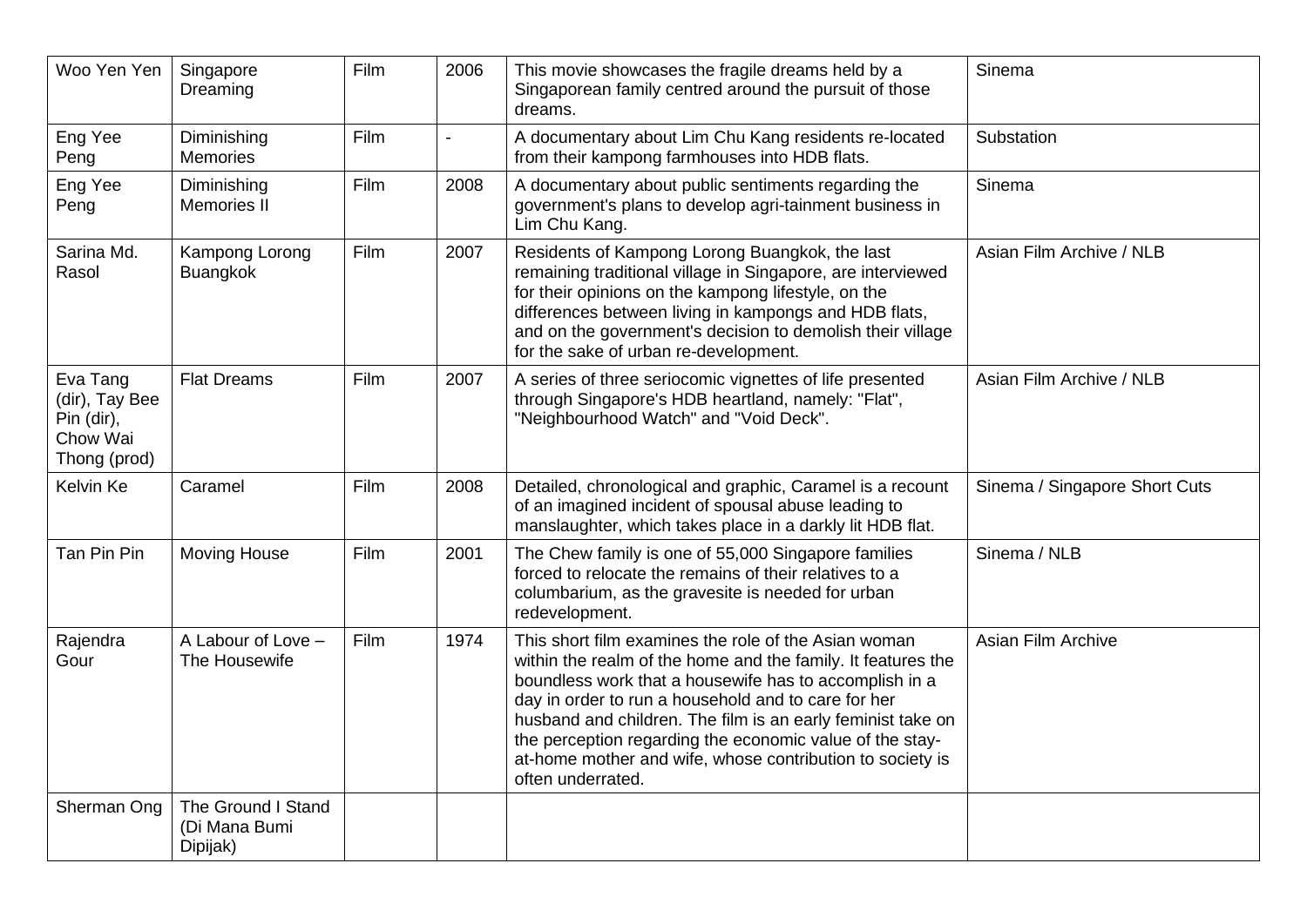| Woo Yen Yen | Singapore Dreaming | Film | 2006 | This movie showcases the fragile dreams held by a Singaporean family centred around the pursuit of those dreams. | Sinema |
|---|---|---|---|---|---|
| Eng Yee Peng | Diminishing Memories | Film | - | A documentary about Lim Chu Kang residents re-located from their kampong farmhouses into HDB flats. | Substation |
| Eng Yee Peng | Diminishing Memories II | Film | 2008 | A documentary about public sentiments regarding the government's plans to develop agri-tainment business in Lim Chu Kang. | Sinema |
| Sarina Md. Rasol | Kampong Lorong Buangkok | Film | 2007 | Residents of Kampong Lorong Buangkok, the last remaining traditional village in Singapore, are interviewed for their opinions on the kampong lifestyle, on the differences between living in kampongs and HDB flats, and on the government's decision to demolish their village for the sake of urban re-development. | Asian Film Archive / NLB |
| Eva Tang (dir), Tay Bee Pin (dir), Chow Wai Thong (prod) | Flat Dreams | Film | 2007 | A series of three seriocomic vignettes of life presented through Singapore's HDB heartland, namely: "Flat", "Neighbourhood Watch" and "Void Deck". | Asian Film Archive / NLB |
| Kelvin Ke | Caramel | Film | 2008 | Detailed, chronological and graphic, Caramel is a recount of an imagined incident of spousal abuse leading to manslaughter, which takes place in a darkly lit HDB flat. | Sinema / Singapore Short Cuts |
| Tan Pin Pin | Moving House | Film | 2001 | The Chew family is one of 55,000 Singapore families forced to relocate the remains of their relatives to a columbarium, as the gravesite is needed for urban redevelopment. | Sinema / NLB |
| Rajendra Gour | A Labour of Love – The Housewife | Film | 1974 | This short film examines the role of the Asian woman within the realm of the home and the family. It features the boundless work that a housewife has to accomplish in a day in order to run a household and to care for her husband and children. The film is an early feminist take on the perception regarding the economic value of the stay-at-home mother and wife, whose contribution to society is often underrated. | Asian Film Archive |
| Sherman Ong | The Ground I Stand (Di Mana Bumi Dipijak) | | | | |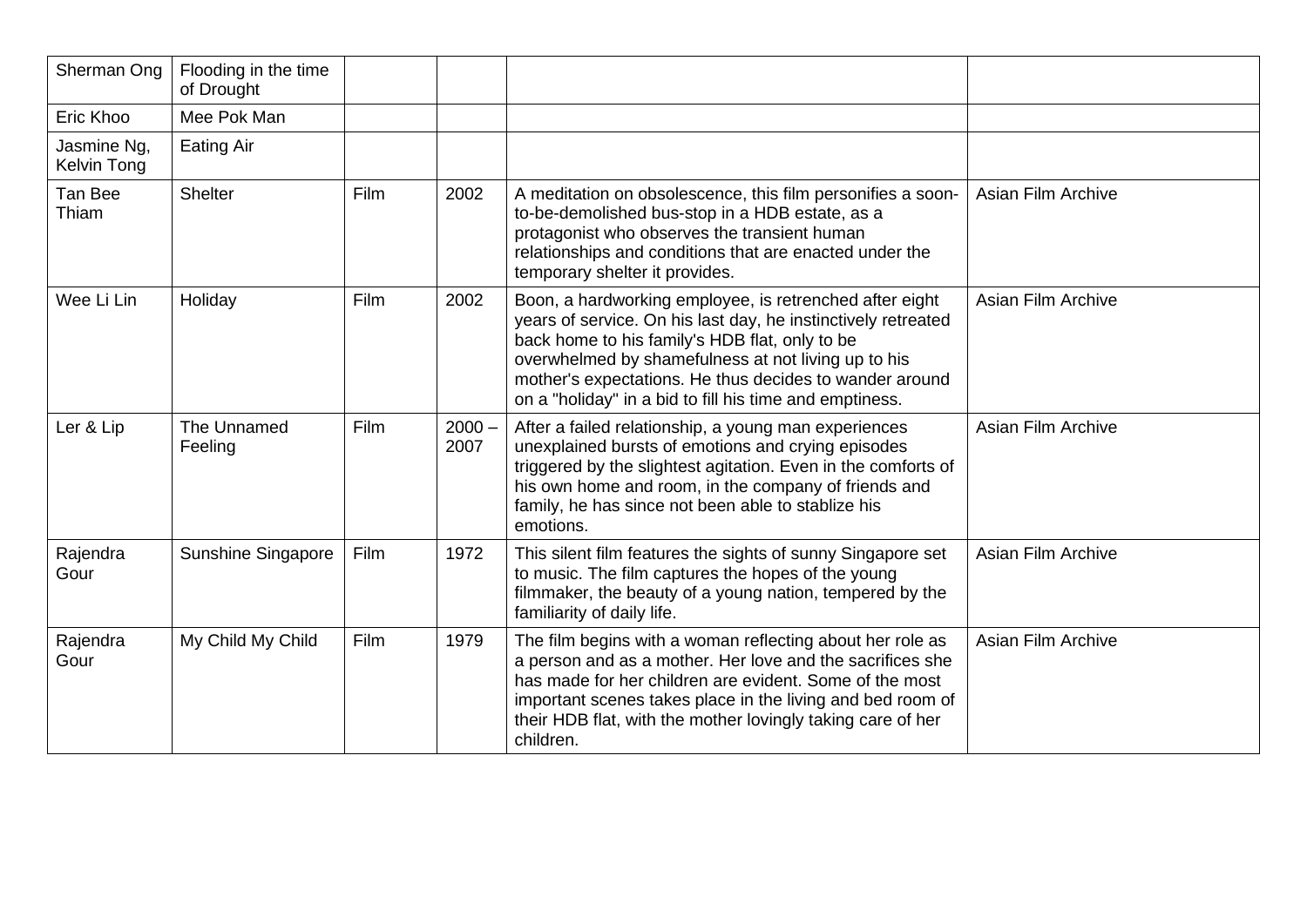| Sherman Ong | Flooding in the time of Drought | | | | |
|---|---|---|---|---|---|
| Eric Khoo | Mee Pok Man | | | | |
| Jasmine Ng, Kelvin Tong | Eating Air | | | | |
| Tan Bee Thiam | Shelter | Film | 2002 | A meditation on obsolescence, this film personifies a soon-to-be-demolished bus-stop in a HDB estate, as a protagonist who observes the transient human relationships and conditions that are enacted under the temporary shelter it provides. | Asian Film Archive |
| Wee Li Lin | Holiday | Film | 2002 | Boon, a hardworking employee, is retrenched after eight years of service. On his last day, he instinctively retreated back home to his family's HDB flat, only to be overwhelmed by shamefulness at not living up to his mother's expectations. He thus decides to wander around on a "holiday" in a bid to fill his time and emptiness. | Asian Film Archive |
| Ler & Lip | The Unnamed Feeling | Film | 2000 – 2007 | After a failed relationship, a young man experiences unexplained bursts of emotions and crying episodes triggered by the slightest agitation. Even in the comforts of his own home and room, in the company of friends and family, he has since not been able to stablize his emotions. | Asian Film Archive |
| Rajendra Gour | Sunshine Singapore | Film | 1972 | This silent film features the sights of sunny Singapore set to music. The film captures the hopes of the young filmmaker, the beauty of a young nation, tempered by the familiarity of daily life. | Asian Film Archive |
| Rajendra Gour | My Child My Child | Film | 1979 | The film begins with a woman reflecting about her role as a person and as a mother. Her love and the sacrifices she has made for her children are evident. Some of the most important scenes takes place in the living and bed room of their HDB flat, with the mother lovingly taking care of her children. | Asian Film Archive |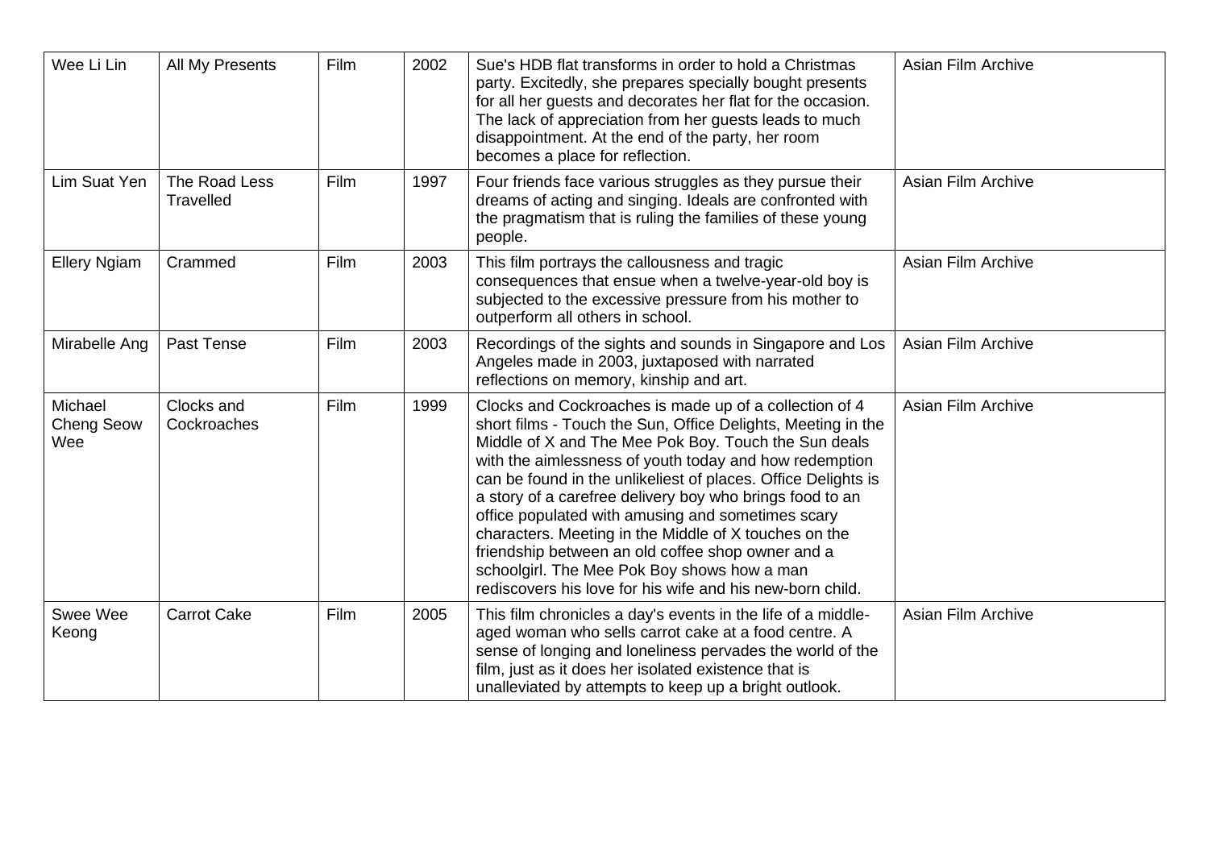| | | | | | |
|---|---|---|---|---|---|
| Wee Li Lin | All My Presents | Film | 2002 | Sue's HDB flat transforms in order to hold a Christmas party. Excitedly, she prepares specially bought presents for all her guests and decorates her flat for the occasion. The lack of appreciation from her guests leads to much disappointment. At the end of the party, her room becomes a place for reflection. | Asian Film Archive |
| Lim Suat Yen | The Road Less Travelled | Film | 1997 | Four friends face various struggles as they pursue their dreams of acting and singing. Ideals are confronted with the pragmatism that is ruling the families of these young people. | Asian Film Archive |
| Ellery Ngiam | Crammed | Film | 2003 | This film portrays the callousness and tragic consequences that ensue when a twelve-year-old boy is subjected to the excessive pressure from his mother to outperform all others in school. | Asian Film Archive |
| Mirabelle Ang | Past Tense | Film | 2003 | Recordings of the sights and sounds in Singapore and Los Angeles made in 2003, juxtaposed with narrated reflections on memory, kinship and art. | Asian Film Archive |
| Michael Cheng Seow Wee | Clocks and Cockroaches | Film | 1999 | Clocks and Cockroaches is made up of a collection of 4 short films - Touch the Sun, Office Delights, Meeting in the Middle of X and The Mee Pok Boy. Touch the Sun deals with the aimlessness of youth today and how redemption can be found in the unlikeliest of places. Office Delights is a story of a carefree delivery boy who brings food to an office populated with amusing and sometimes scary characters. Meeting in the Middle of X touches on the friendship between an old coffee shop owner and a schoolgirl. The Mee Pok Boy shows how a man rediscovers his love for his wife and his new-born child. | Asian Film Archive |
| Swee Wee Keong | Carrot Cake | Film | 2005 | This film chronicles a day's events in the life of a middle-aged woman who sells carrot cake at a food centre. A sense of longing and loneliness pervades the world of the film, just as it does her isolated existence that is unalleviated by attempts to keep up a bright outlook. | Asian Film Archive |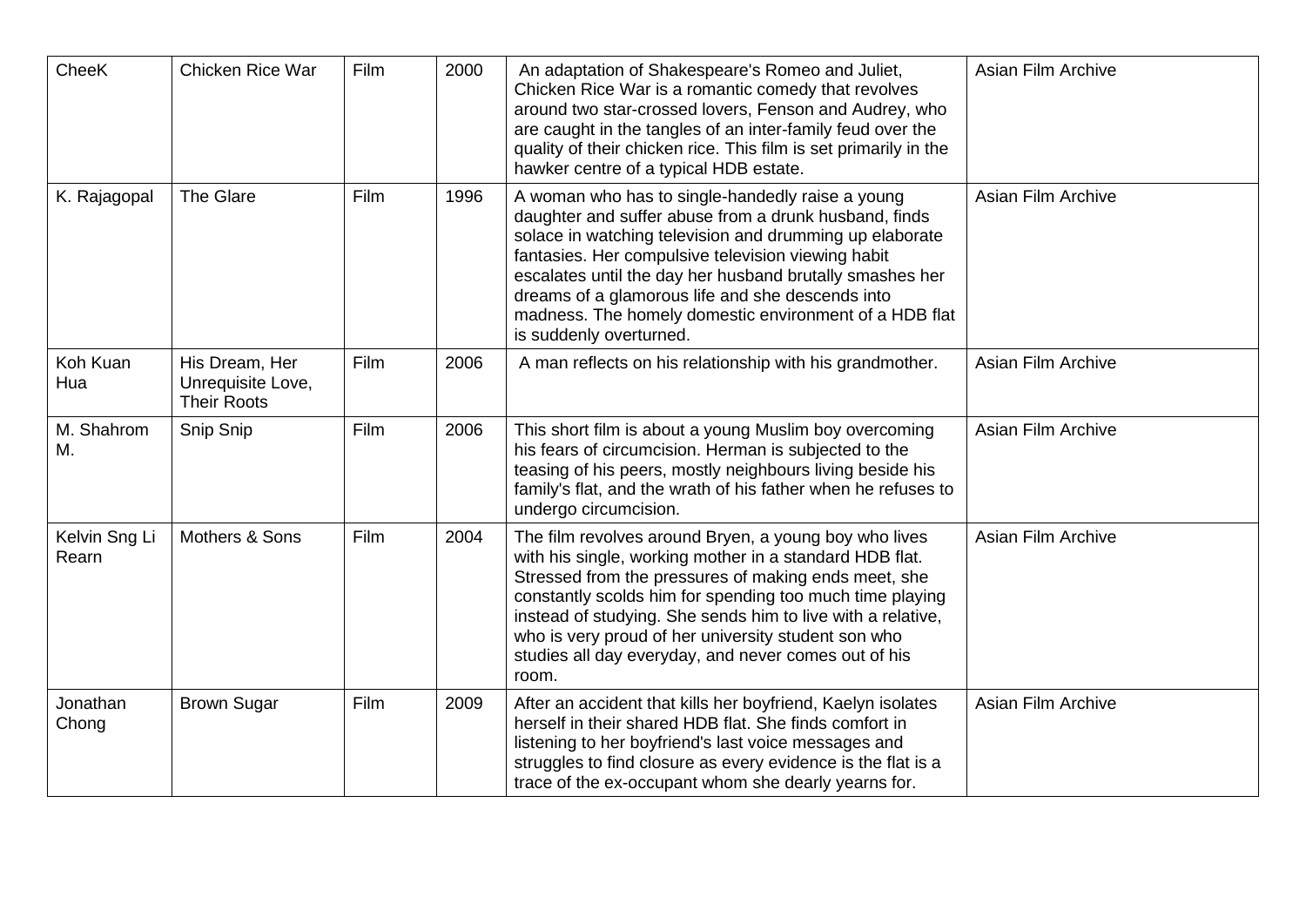| CheeK | Chicken Rice War | Film | 2000 | An adaptation of Shakespeare's Romeo and Juliet, Chicken Rice War is a romantic comedy that revolves around two star-crossed lovers, Fenson and Audrey, who are caught in the tangles of an inter-family feud over the quality of their chicken rice. This film is set primarily in the hawker centre of a typical HDB estate. | Asian Film Archive |
|---|---|---|---|---|---|
| K. Rajagopal | The Glare | Film | 1996 | A woman who has to single-handedly raise a young daughter and suffer abuse from a drunk husband, finds solace in watching television and drumming up elaborate fantasies. Her compulsive television viewing habit escalates until the day her husband brutally smashes her dreams of a glamorous life and she descends into madness. The homely domestic environment of a HDB flat is suddenly overturned. | Asian Film Archive |
| Koh Kuan Hua | His Dream, Her Unrequisite Love, Their Roots | Film | 2006 | A man reflects on his relationship with his grandmother. | Asian Film Archive |
| M. Shahrom M. | Snip Snip | Film | 2006 | This short film is about a young Muslim boy overcoming his fears of circumcision. Herman is subjected to the teasing of his peers, mostly neighbours living beside his family's flat, and the wrath of his father when he refuses to undergo circumcision. | Asian Film Archive |
| Kelvin Sng Li Rearn | Mothers & Sons | Film | 2004 | The film revolves around Bryen, a young boy who lives with his single, working mother in a standard HDB flat. Stressed from the pressures of making ends meet, she constantly scolds him for spending too much time playing instead of studying. She sends him to live with a relative, who is very proud of her university student son who studies all day everyday, and never comes out of his room. | Asian Film Archive |
| Jonathan Chong | Brown Sugar | Film | 2009 | After an accident that kills her boyfriend, Kaelyn isolates herself in their shared HDB flat. She finds comfort in listening to her boyfriend's last voice messages and struggles to find closure as every evidence is the flat is a trace of the ex-occupant whom she dearly yearns for. | Asian Film Archive |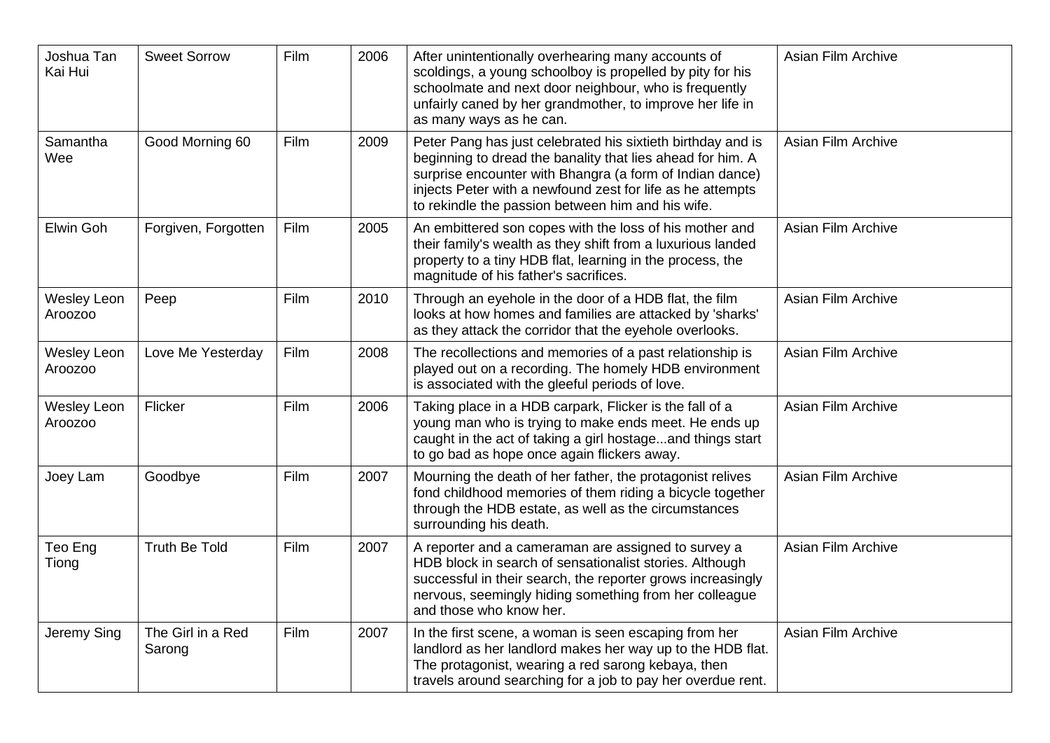| Joshua Tan Kai Hui | Sweet Sorrow | Film | 2006 | After unintentionally overhearing many accounts of scoldings, a young schoolboy is propelled by pity for his schoolmate and next door neighbour, who is frequently unfairly caned by her grandmother, to improve her life in as many ways as he can. | Asian Film Archive |
|---|---|---|---|---|---|
| Samantha Wee | Good Morning 60 | Film | 2009 | Peter Pang has just celebrated his sixtieth birthday and is beginning to dread the banality that lies ahead for him. A surprise encounter with Bhangra (a form of Indian dance) injects Peter with a newfound zest for life as he attempts to rekindle the passion between him and his wife. | Asian Film Archive |
| Elwin Goh | Forgiven, Forgotten | Film | 2005 | An embittered son copes with the loss of his mother and their family's wealth as they shift from a luxurious landed property to a tiny HDB flat, learning in the process, the magnitude of his father's sacrifices. | Asian Film Archive |
| Wesley Leon Aroozoo | Peep | Film | 2010 | Through an eyehole in the door of a HDB flat, the film looks at how homes and families are attacked by 'sharks' as they attack the corridor that the eyehole overlooks. | Asian Film Archive |
| Wesley Leon Aroozoo | Love Me Yesterday | Film | 2008 | The recollections and memories of a past relationship is played out on a recording. The homely HDB environment is associated with the gleeful periods of love. | Asian Film Archive |
| Wesley Leon Aroozoo | Flicker | Film | 2006 | Taking place in a HDB carpark, Flicker is the fall of a young man who is trying to make ends meet. He ends up caught in the act of taking a girl hostage...and things start to go bad as hope once again flickers away. | Asian Film Archive |
| Joey Lam | Goodbye | Film | 2007 | Mourning the death of her father, the protagonist relives fond childhood memories of them riding a bicycle together through the HDB estate, as well as the circumstances surrounding his death. | Asian Film Archive |
| Teo Eng Tiong | Truth Be Told | Film | 2007 | A reporter and a cameraman are assigned to survey a HDB block in search of sensationalist stories. Although successful in their search, the reporter grows increasingly nervous, seemingly hiding something from her colleague and those who know her. | Asian Film Archive |
| Jeremy Sing | The Girl in a Red Sarong | Film | 2007 | In the first scene, a woman is seen escaping from her landlord as her landlord makes her way up to the HDB flat. The protagonist, wearing a red sarong kebaya, then travels around searching for a job to pay her overdue rent. | Asian Film Archive |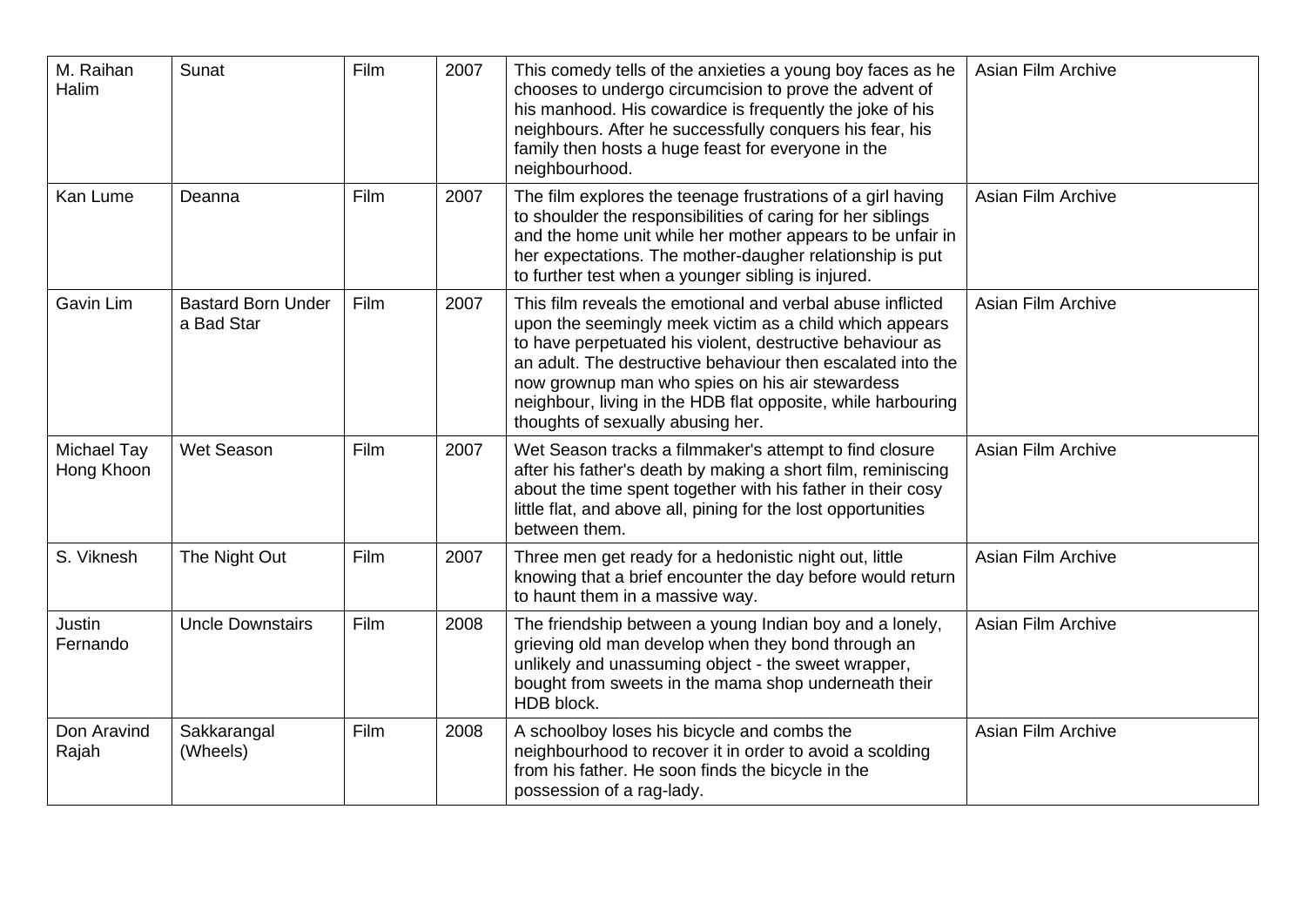| M. Raihan Halim | Sunat | Film | 2007 | This comedy tells of the anxieties a young boy faces as he chooses to undergo circumcision to prove the advent of his manhood. His cowardice is frequently the joke of his neighbours. After he successfully conquers his fear, his family then hosts a huge feast for everyone in the neighbourhood. | Asian Film Archive |
|---|---|---|---|---|---|
| Kan Lume | Deanna | Film | 2007 | The film explores the teenage frustrations of a girl having to shoulder the responsibilities of caring for her siblings and the home unit while her mother appears to be unfair in her expectations. The mother-daugher relationship is put to further test when a younger sibling is injured. | Asian Film Archive |
| Gavin Lim | Bastard Born Under a Bad Star | Film | 2007 | This film reveals the emotional and verbal abuse inflicted upon the seemingly meek victim as a child which appears to have perpetuated his violent, destructive behaviour as an adult. The destructive behaviour then escalated into the now grownup man who spies on his air stewardess neighbour, living in the HDB flat opposite, while harbouring thoughts of sexually abusing her. | Asian Film Archive |
| Michael Tay Hong Khoon | Wet Season | Film | 2007 | Wet Season tracks a filmmaker's attempt to find closure after his father's death by making a short film, reminiscing about the time spent together with his father in their cosy little flat, and above all, pining for the lost opportunities between them. | Asian Film Archive |
| S. Viknesh | The Night Out | Film | 2007 | Three men get ready for a hedonistic night out, little knowing that a brief encounter the day before would return to haunt them in a massive way. | Asian Film Archive |
| Justin Fernando | Uncle Downstairs | Film | 2008 | The friendship between a young Indian boy and a lonely, grieving old man develop when they bond through an unlikely and unassuming object - the sweet wrapper, bought from sweets in the mama shop underneath their HDB block. | Asian Film Archive |
| Don Aravind Rajah | Sakkarangal (Wheels) | Film | 2008 | A schoolboy loses his bicycle and combs the neighbourhood to recover it in order to avoid a scolding from his father. He soon finds the bicycle in the possession of a rag-lady. | Asian Film Archive |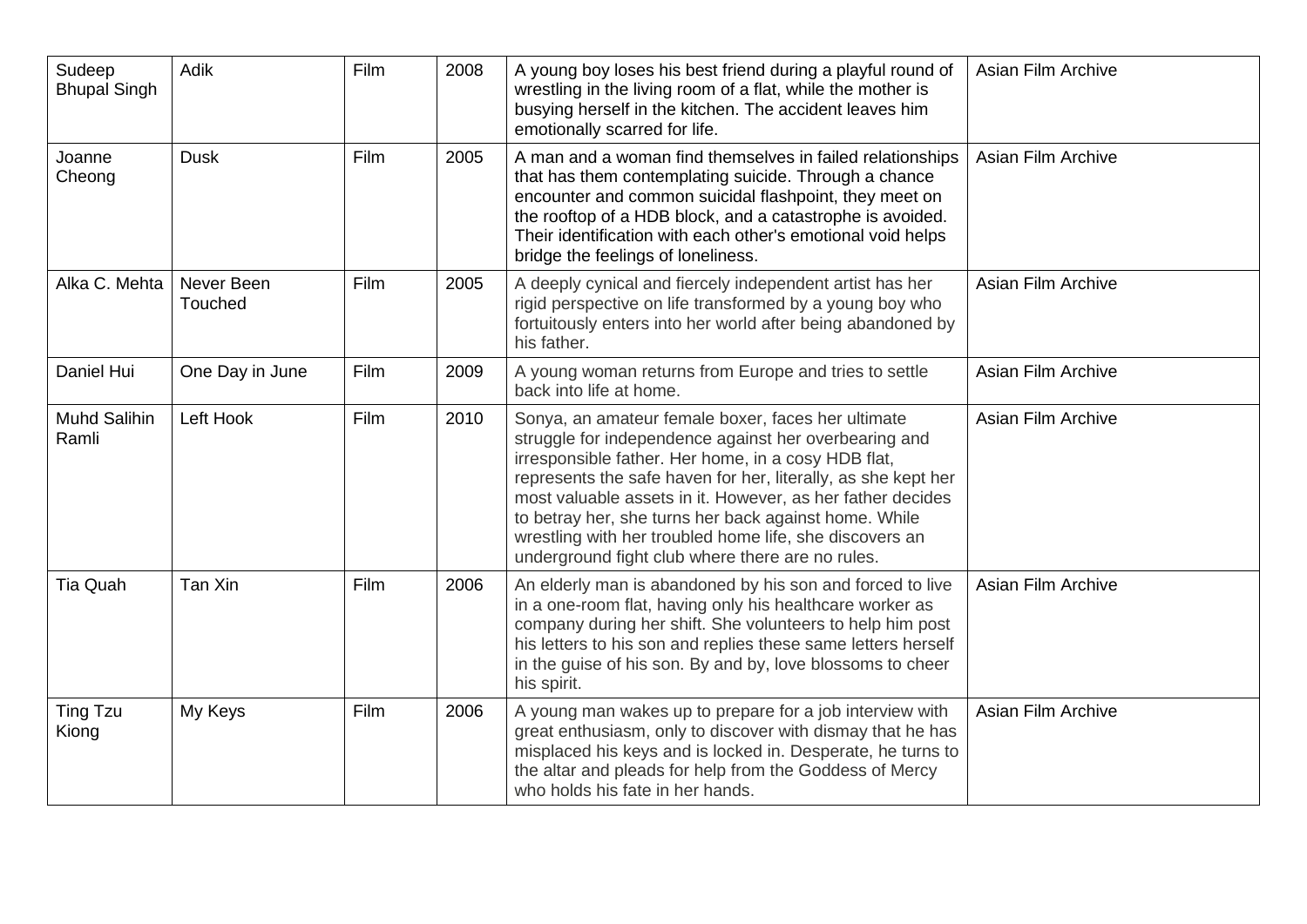| Sudeep Bhupal Singh | Adik | Film | 2008 | A young boy loses his best friend during a playful round of wrestling in the living room of a flat, while the mother is busying herself in the kitchen. The accident leaves him emotionally scarred for life. | Asian Film Archive |
|---|---|---|---|---|---|
| Joanne Cheong | Dusk | Film | 2005 | A man and a woman find themselves in failed relationships that has them contemplating suicide. Through a chance encounter and common suicidal flashpoint, they meet on the rooftop of a HDB block, and a catastrophe is avoided. Their identification with each other's emotional void helps bridge the feelings of loneliness. | Asian Film Archive |
| Alka C. Mehta | Never Been Touched | Film | 2005 | A deeply cynical and fiercely independent artist has her rigid perspective on life transformed by a young boy who fortuitously enters into her world after being abandoned by his father. | Asian Film Archive |
| Daniel Hui | One Day in June | Film | 2009 | A young woman returns from Europe and tries to settle back into life at home. | Asian Film Archive |
| Muhd Salihin Ramli | Left Hook | Film | 2010 | Sonya, an amateur female boxer, faces her ultimate struggle for independence against her overbearing and irresponsible father. Her home, in a cosy HDB flat, represents the safe haven for her, literally, as she kept her most valuable assets in it. However, as her father decides to betray her, she turns her back against home. While wrestling with her troubled home life, she discovers an underground fight club where there are no rules. | Asian Film Archive |
| Tia Quah | Tan Xin | Film | 2006 | An elderly man is abandoned by his son and forced to live in a one-room flat, having only his healthcare worker as company during her shift. She volunteers to help him post his letters to his son and replies these same letters herself in the guise of his son. By and by, love blossoms to cheer his spirit. | Asian Film Archive |
| Ting Tzu Kiong | My Keys | Film | 2006 | A young man wakes up to prepare for a job interview with great enthusiasm, only to discover with dismay that he has misplaced his keys and is locked in. Desperate, he turns to the altar and pleads for help from the Goddess of Mercy who holds his fate in her hands. | Asian Film Archive |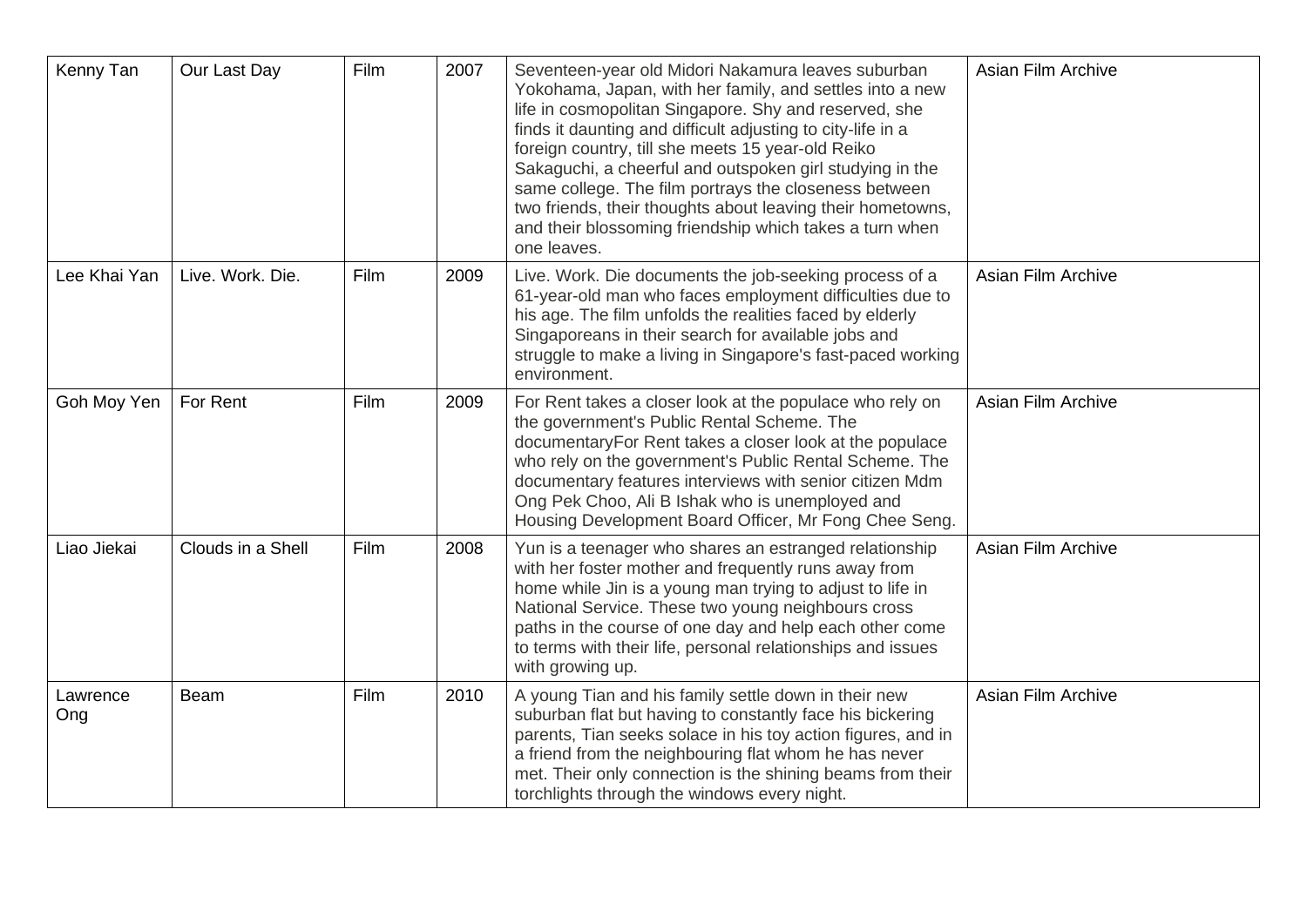| Kenny Tan | Our Last Day | Film | 2007 | Seventeen-year old Midori Nakamura leaves suburban Yokohama, Japan, with her family, and settles into a new life in cosmopolitan Singapore. Shy and reserved, she finds it daunting and difficult adjusting to city-life in a foreign country, till she meets 15 year-old Reiko Sakaguchi, a cheerful and outspoken girl studying in the same college. The film portrays the closeness between two friends, their thoughts about leaving their hometowns, and their blossoming friendship which takes a turn when one leaves. | Asian Film Archive |
|---|---|---|---|---|---|
| Lee Khai Yan | Live. Work. Die. | Film | 2009 | Live. Work. Die documents the job-seeking process of a 61-year-old man who faces employment difficulties due to his age. The film unfolds the realities faced by elderly Singaporeans in their search for available jobs and struggle to make a living in Singapore's fast-paced working environment. | Asian Film Archive |
| Goh Moy Yen | For Rent | Film | 2009 | For Rent takes a closer look at the populace who rely on the government's Public Rental Scheme. The documentaryFor Rent takes a closer look at the populace who rely on the government's Public Rental Scheme. The documentary features interviews with senior citizen Mdm Ong Pek Choo, Ali B Ishak who is unemployed and Housing Development Board Officer, Mr Fong Chee Seng. | Asian Film Archive |
| Liao Jiekai | Clouds in a Shell | Film | 2008 | Yun is a teenager who shares an estranged relationship with her foster mother and frequently runs away from home while Jin is a young man trying to adjust to life in National Service. These two young neighbours cross paths in the course of one day and help each other come to terms with their life, personal relationships and issues with growing up. | Asian Film Archive |
| Lawrence Ong | Beam | Film | 2010 | A young Tian and his family settle down in their new suburban flat but having to constantly face his bickering parents, Tian seeks solace in his toy action figures, and in a friend from the neighbouring flat whom he has never met. Their only connection is the shining beams from their torchlights through the windows every night. | Asian Film Archive |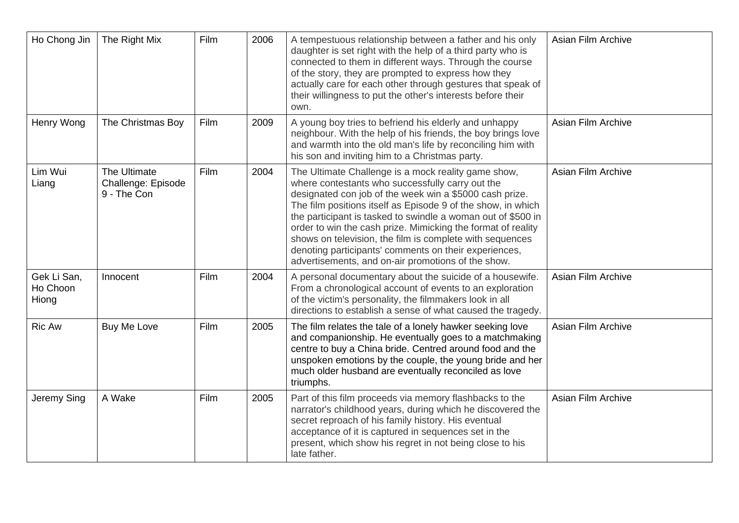| Ho Chong Jin | The Right Mix | Film | 2006 | A tempestuous relationship between a father and his only daughter is set right with the help of a third party who is connected to them in different ways. Through the course of the story, they are prompted to express how they actually care for each other through gestures that speak of their willingness to put the other's interests before their own. | Asian Film Archive |
|---|---|---|---|---|---|
| Henry Wong | The Christmas Boy | Film | 2009 | A young boy tries to befriend his elderly and unhappy neighbour. With the help of his friends, the boy brings love and warmth into the old man's life by reconciling him with his son and inviting him to a Christmas party. | Asian Film Archive |
| Lim Wui Liang | The Ultimate Challenge: Episode 9 - The Con | Film | 2004 | The Ultimate Challenge is a mock reality game show, where contestants who successfully carry out the designated con job of the week win a $5000 cash prize. The film positions itself as Episode 9 of the show, in which the participant is tasked to swindle a woman out of $500 in order to win the cash prize. Mimicking the format of reality shows on television, the film is complete with sequences denoting participants' comments on their experiences, advertisements, and on-air promotions of the show. | Asian Film Archive |
| Gek Li San, Ho Choon Hiong | Innocent | Film | 2004 | A personal documentary about the suicide of a housewife. From a chronological account of events to an exploration of the victim's personality, the filmmakers look in all directions to establish a sense of what caused the tragedy. | Asian Film Archive |
| Ric Aw | Buy Me Love | Film | 2005 | The film relates the tale of a lonely hawker seeking love and companionship. He eventually goes to a matchmaking centre to buy a China bride. Centred around food and the unspoken emotions by the couple, the young bride and her much older husband are eventually reconciled as love triumphs. | Asian Film Archive |
| Jeremy Sing | A Wake | Film | 2005 | Part of this film proceeds via memory flashbacks to the narrator's childhood years, during which he discovered the secret reproach of his family history. His eventual acceptance of it is captured in sequences set in the present, which show his regret in not being close to his late father. | Asian Film Archive |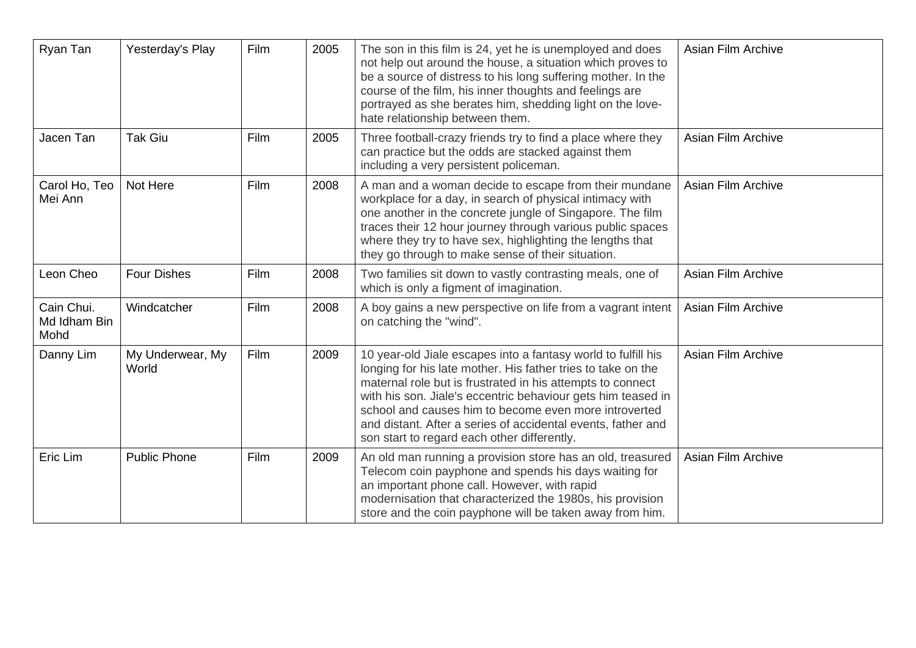| Ryan Tan | Yesterday's Play | Film | 2005 | The son in this film is 24, yet he is unemployed and does not help out around the house, a situation which proves to be a source of distress to his long suffering mother. In the course of the film, his inner thoughts and feelings are portrayed as she berates him, shedding light on the love-hate relationship between them. | Asian Film Archive |
|---|---|---|---|---|---|
| Jacen Tan | Tak Giu | Film | 2005 | Three football-crazy friends try to find a place where they can practice but the odds are stacked against them including a very persistent policeman. | Asian Film Archive |
| Carol Ho, Teo Mei Ann | Not Here | Film | 2008 | A man and a woman decide to escape from their mundane workplace for a day, in search of physical intimacy with one another in the concrete jungle of Singapore. The film traces their 12 hour journey through various public spaces where they try to have sex, highlighting the lengths that they go through to make sense of their situation. | Asian Film Archive |
| Leon Cheo | Four Dishes | Film | 2008 | Two families sit down to vastly contrasting meals, one of which is only a figment of imagination. | Asian Film Archive |
| Cain Chui. Md Idham Bin Mohd | Windcatcher | Film | 2008 | A boy gains a new perspective on life from a vagrant intent on catching the "wind". | Asian Film Archive |
| Danny Lim | My Underwear, My World | Film | 2009 | 10 year-old Jiale escapes into a fantasy world to fulfill his longing for his late mother. His father tries to take on the maternal role but is frustrated in his attempts to connect with his son. Jiale's eccentric behaviour gets him teased in school and causes him to become even more introverted and distant. After a series of accidental events, father and son start to regard each other differently. | Asian Film Archive |
| Eric Lim | Public Phone | Film | 2009 | An old man running a provision store has an old, treasured Telecom coin payphone and spends his days waiting for an important phone call. However, with rapid modernisation that characterized the 1980s, his provision store and the coin payphone will be taken away from him. | Asian Film Archive |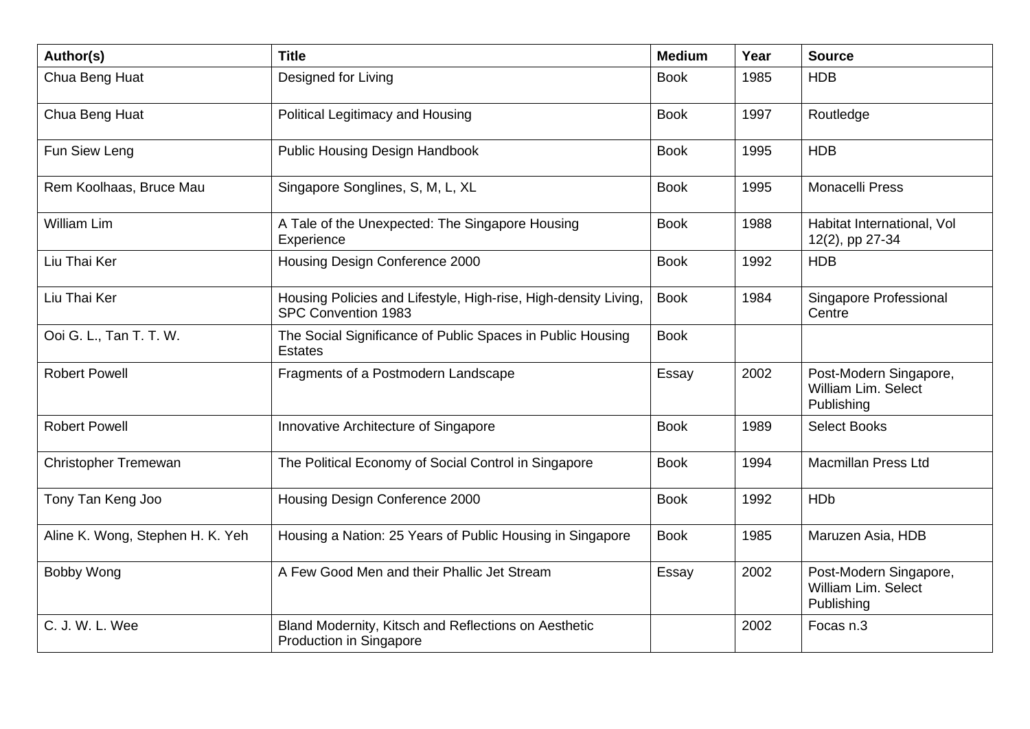| Author(s) | Title | Medium | Year | Source |
| --- | --- | --- | --- | --- |
| Chua Beng Huat | Designed for Living | Book | 1985 | HDB |
| Chua Beng Huat | Political Legitimacy and Housing | Book | 1997 | Routledge |
| Fun Siew Leng | Public Housing Design Handbook | Book | 1995 | HDB |
| Rem Koolhaas, Bruce Mau | Singapore Songlines, S, M, L, XL | Book | 1995 | Monacelli Press |
| William Lim | A Tale of the Unexpected: The Singapore Housing Experience | Book | 1988 | Habitat International, Vol 12(2), pp 27-34 |
| Liu Thai Ker | Housing Design Conference 2000 | Book | 1992 | HDB |
| Liu Thai Ker | Housing Policies and Lifestyle, High-rise, High-density Living, SPC Convention 1983 | Book | 1984 | Singapore Professional Centre |
| Ooi G. L., Tan T. T. W. | The Social Significance of Public Spaces in Public Housing Estates | Book | | |
| Robert Powell | Fragments of a Postmodern Landscape | Essay | 2002 | Post-Modern Singapore, William Lim. Select Publishing |
| Robert Powell | Innovative Architecture of Singapore | Book | 1989 | Select Books |
| Christopher Tremewan | The Political Economy of Social Control in Singapore | Book | 1994 | Macmillan Press Ltd |
| Tony Tan Keng Joo | Housing Design Conference 2000 | Book | 1992 | HDb |
| Aline K. Wong, Stephen H. K. Yeh | Housing a Nation: 25 Years of Public Housing in Singapore | Book | 1985 | Maruzen Asia, HDB |
| Bobby Wong | A Few Good Men and their Phallic Jet Stream | Essay | 2002 | Post-Modern Singapore, William Lim. Select Publishing |
| C. J. W. L. Wee | Bland Modernity, Kitsch and Reflections on Aesthetic Production in Singapore | | 2002 | Focas n.3 |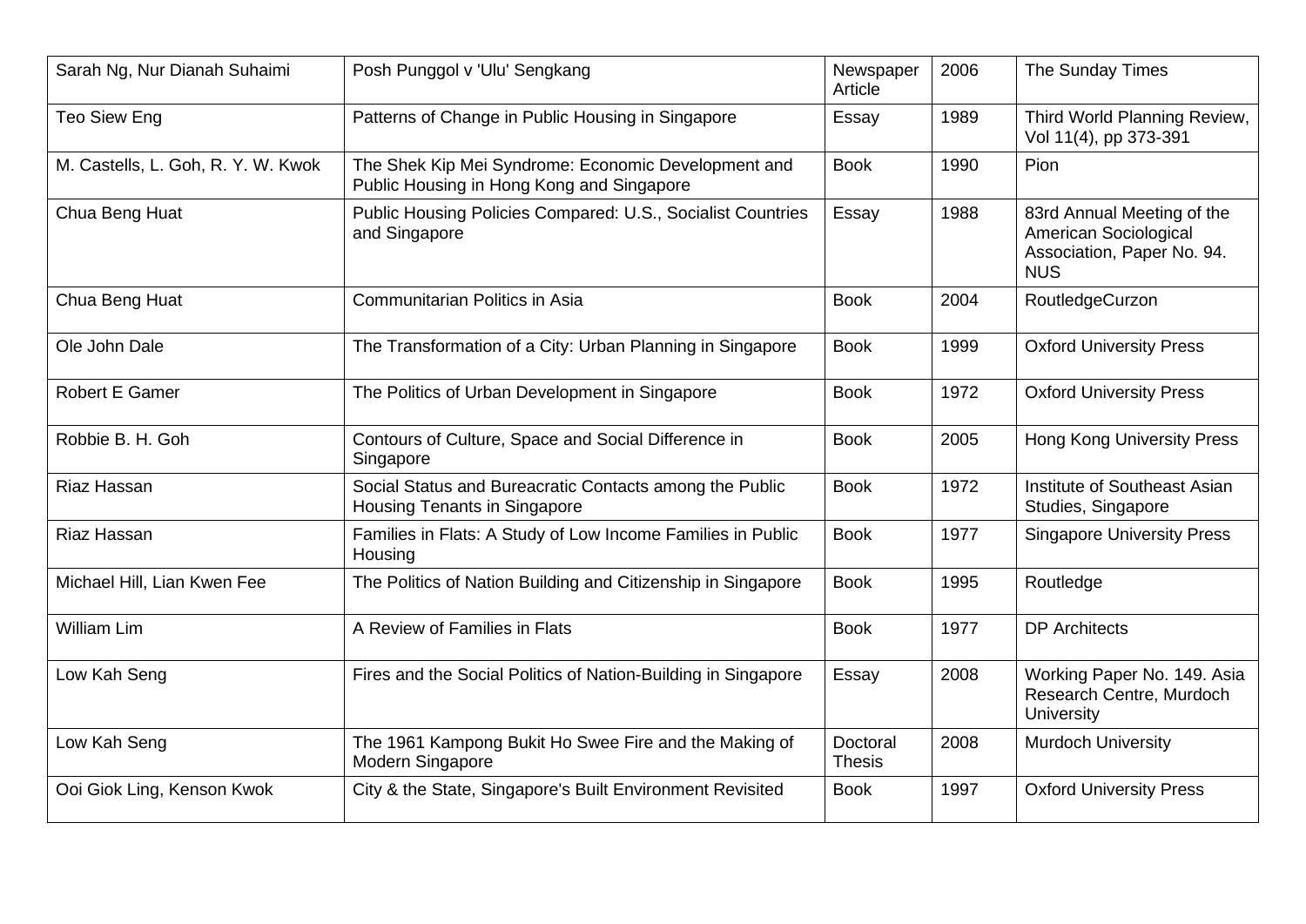| Sarah Ng, Nur Dianah Suhaimi | Posh Punggol v 'Ulu' Sengkang | Newspaper Article | 2006 | The Sunday Times |
|---|---|---|---|---|
| Teo Siew Eng | Patterns of Change in Public Housing in Singapore | Essay | 1989 | Third World Planning Review, Vol 11(4), pp 373-391 |
| M. Castells, L. Goh, R. Y. W. Kwok | The Shek Kip Mei Syndrome: Economic Development and Public Housing in Hong Kong and Singapore | Book | 1990 | Pion |
| Chua Beng Huat | Public Housing Policies Compared: U.S., Socialist Countries and Singapore | Essay | 1988 | 83rd Annual Meeting of the American Sociological Association, Paper No. 94. NUS |
| Chua Beng Huat | Communitarian Politics in Asia | Book | 2004 | RoutledgeCurzon |
| Ole John Dale | The Transformation of a City: Urban Planning in Singapore | Book | 1999 | Oxford University Press |
| Robert E Gamer | The Politics of Urban Development in Singapore | Book | 1972 | Oxford University Press |
| Robbie B. H. Goh | Contours of Culture, Space and Social Difference in Singapore | Book | 2005 | Hong Kong University Press |
| Riaz Hassan | Social Status and Bureacratic Contacts among the Public Housing Tenants in Singapore | Book | 1972 | Institute of Southeast Asian Studies, Singapore |
| Riaz Hassan | Families in Flats: A Study of Low Income Families in Public Housing | Book | 1977 | Singapore University Press |
| Michael Hill, Lian Kwen Fee | The Politics of Nation Building and Citizenship in Singapore | Book | 1995 | Routledge |
| William Lim | A Review of Families in Flats | Book | 1977 | DP Architects |
| Low Kah Seng | Fires and the Social Politics of Nation-Building in Singapore | Essay | 2008 | Working Paper No. 149. Asia Research Centre, Murdoch University |
| Low Kah Seng | The 1961 Kampong Bukit Ho Swee Fire and the Making of Modern Singapore | Doctoral Thesis | 2008 | Murdoch University |
| Ooi Giok Ling, Kenson Kwok | City & the State, Singapore's Built Environment Revisited | Book | 1997 | Oxford University Press |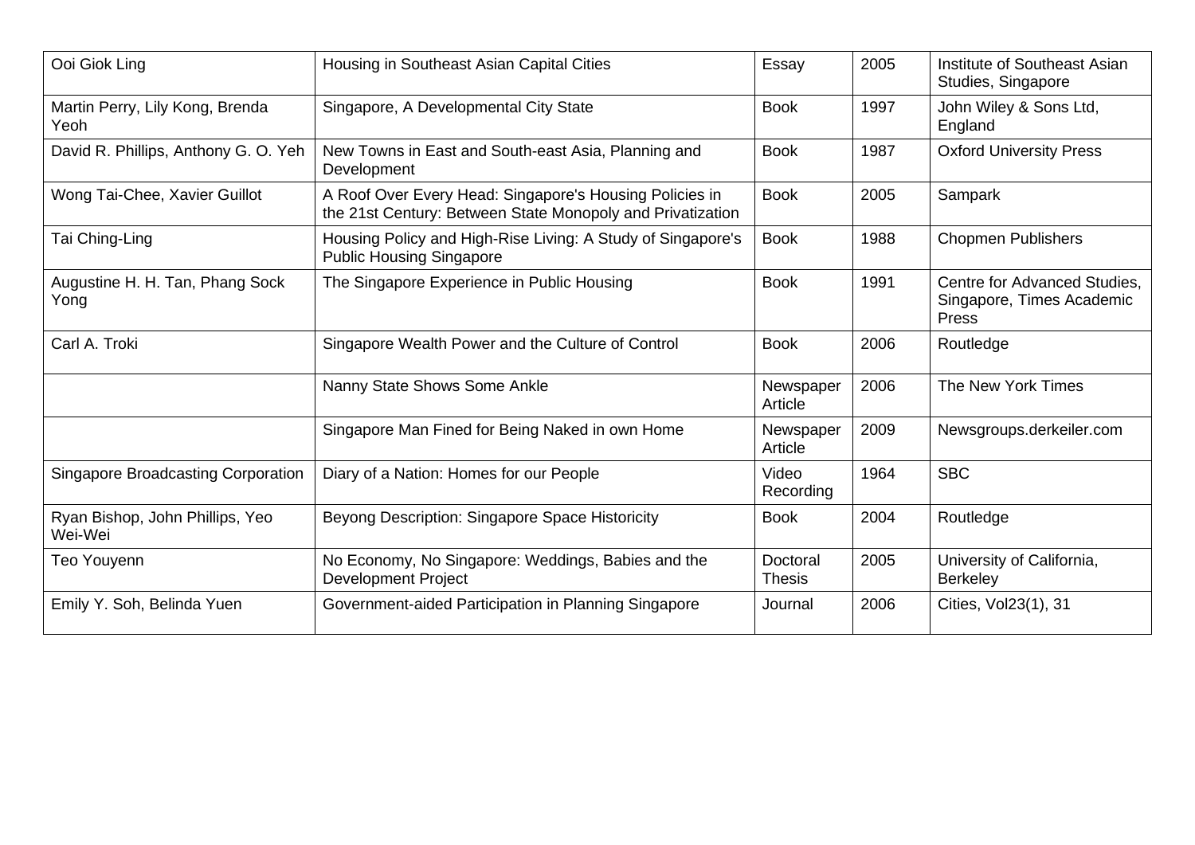| Ooi Giok Ling | Housing in Southeast Asian Capital Cities | Essay | 2005 | Institute of Southeast Asian Studies, Singapore |
|---|---|---|---|---|
| Martin Perry, Lily Kong, Brenda Yeoh | Singapore, A Developmental City State | Book | 1997 | John Wiley & Sons Ltd, England |
| David R. Phillips, Anthony G. O. Yeh | New Towns in East and South-east Asia, Planning and Development | Book | 1987 | Oxford University Press |
| Wong Tai-Chee, Xavier Guillot | A Roof Over Every Head: Singapore's Housing Policies in the 21st Century: Between State Monopoly and Privatization | Book | 2005 | Sampark |
| Tai Ching-Ling | Housing Policy and High-Rise Living: A Study of Singapore's Public Housing Singapore | Book | 1988 | Chopmen Publishers |
| Augustine H. H. Tan, Phang Sock Yong | The Singapore Experience in Public Housing | Book | 1991 | Centre for Advanced Studies, Singapore, Times Academic Press |
| Carl A. Troki | Singapore Wealth Power and the Culture of Control | Book | 2006 | Routledge |
| | Nanny State Shows Some Ankle | Newspaper Article | 2006 | The New York Times |
| | Singapore Man Fined for Being Naked in own Home | Newspaper Article | 2009 | Newsgroups.derkeiler.com |
| Singapore Broadcasting Corporation | Diary of a Nation: Homes for our People | Video Recording | 1964 | SBC |
| Ryan Bishop, John Phillips, Yeo Wei-Wei | Beyong Description: Singapore Space Historicity | Book | 2004 | Routledge |
| Teo Youyenn | No Economy, No Singapore: Weddings, Babies and the Development Project | Doctoral Thesis | 2005 | University of California, Berkeley |
| Emily Y. Soh, Belinda Yuen | Government-aided Participation in Planning Singapore | Journal | 2006 | Cities, Vol23(1), 31 |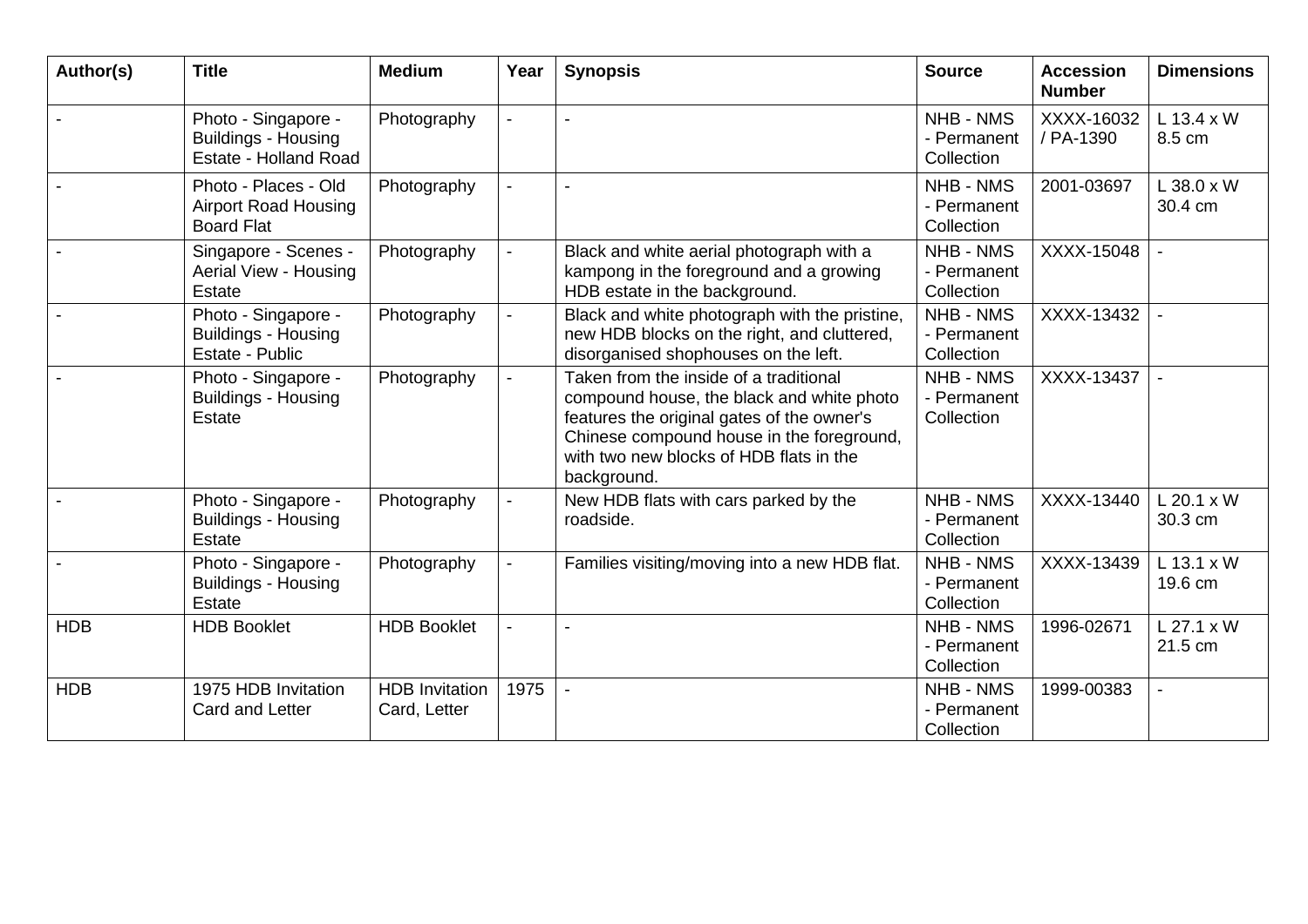| Author(s) | Title | Medium | Year | Synopsis | Source | Accession Number | Dimensions |
|---|---|---|---|---|---|---|---|
| - | Photo - Singapore - Buildings - Housing Estate - Holland Road | Photography | - | - | NHB - NMS - Permanent Collection | XXXX-16032 / PA-1390 | L 13.4 x W 8.5 cm |
| - | Photo - Places - Old Airport Road Housing Board Flat | Photography | - | - | NHB - NMS - Permanent Collection | 2001-03697 | L 38.0 x W 30.4 cm |
| - | Singapore - Scenes - Aerial View - Housing Estate | Photography | - | Black and white aerial photograph with a kampong in the foreground and a growing HDB estate in the background. | NHB - NMS - Permanent Collection | XXXX-15048 | - |
| - | Photo - Singapore - Buildings - Housing Estate - Public | Photography | - | Black and white photograph with the pristine, new HDB blocks on the right, and cluttered, disorganised shophouses on the left. | NHB - NMS - Permanent Collection | XXXX-13432 | - |
| - | Photo - Singapore - Buildings - Housing Estate | Photography | - | Taken from the inside of a traditional compound house, the black and white photo features the original gates of the owner's Chinese compound house in the foreground, with two new blocks of HDB flats in the background. | NHB - NMS - Permanent Collection | XXXX-13437 | - |
| - | Photo - Singapore - Buildings - Housing Estate | Photography | - | New HDB flats with cars parked by the roadside. | NHB - NMS - Permanent Collection | XXXX-13440 | L 20.1 x W 30.3 cm |
| - | Photo - Singapore - Buildings - Housing Estate | Photography | - | Families visiting/moving into a new HDB flat. | NHB - NMS - Permanent Collection | XXXX-13439 | L 13.1 x W 19.6 cm |
| HDB | HDB Booklet | HDB Booklet | - | - | NHB - NMS - Permanent Collection | 1996-02671 | L 27.1 x W 21.5 cm |
| HDB | 1975 HDB Invitation Card and Letter | HDB Invitation Card, Letter | 1975 | - | NHB - NMS - Permanent Collection | 1999-00383 | - |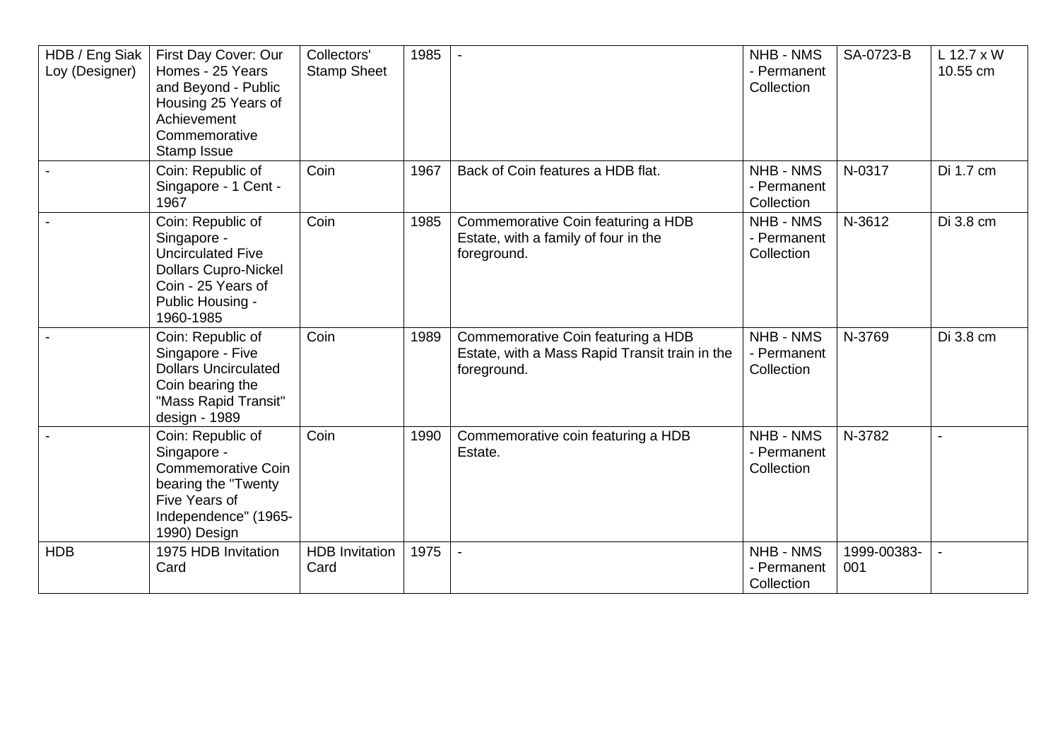| HDB / Eng Siak Loy (Designer) | First Day Cover: Our Homes - 25 Years and Beyond - Public Housing 25 Years of Achievement Commemorative Stamp Issue | Collectors' Stamp Sheet | 1985 | - | NHB - NMS - Permanent Collection | SA-0723-B | L 12.7 x W 10.55 cm |
|---|---|---|---|---|---|---|---|
| - | Coin: Republic of Singapore - 1 Cent - 1967 | Coin | 1967 | Back of Coin features a HDB flat. | NHB - NMS - Permanent Collection | N-0317 | Di 1.7 cm |
| - | Coin: Republic of Singapore - Uncirculated Five Dollars Cupro-Nickel Coin - 25 Years of Public Housing - 1960-1985 | Coin | 1985 | Commemorative Coin featuring a HDB Estate, with a family of four in the foreground. | NHB - NMS - Permanent Collection | N-3612 | Di 3.8 cm |
| - | Coin: Republic of Singapore - Five Dollars Uncirculated Coin bearing the "Mass Rapid Transit" design - 1989 | Coin | 1989 | Commemorative Coin featuring a HDB Estate, with a Mass Rapid Transit train in the foreground. | NHB - NMS - Permanent Collection | N-3769 | Di 3.8 cm |
| - | Coin: Republic of Singapore - Commemorative Coin bearing the "Twenty Five Years of Independence" (1965-1990) Design | Coin | 1990 | Commemorative coin featuring a HDB Estate. | NHB - NMS - Permanent Collection | N-3782 | - |
| HDB | 1975 HDB Invitation Card | HDB Invitation Card | 1975 | - | NHB - NMS - Permanent Collection | 1999-00383-001 | - |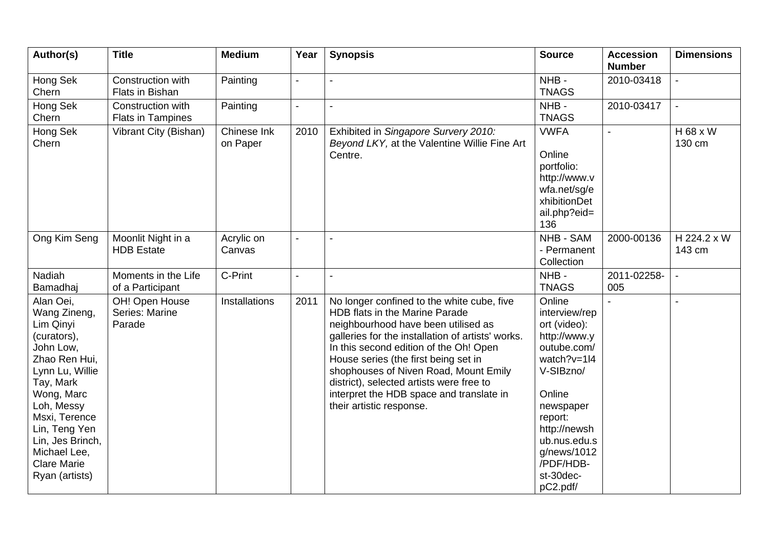| Author(s) | Title | Medium | Year | Synopsis | Source | Accession Number | Dimensions |
|---|---|---|---|---|---|---|---|
| Hong Sek Chern | Construction with Flats in Bishan | Painting | - | - | NHB - TNAGS | 2010-03418 | - |
| Hong Sek Chern | Construction with Flats in Tampines | Painting | - | - | NHB - TNAGS | 2010-03417 | - |
| Hong Sek Chern | Vibrant City (Bishan) | Chinese Ink on Paper | 2010 | Exhibited in *Singapore Survery 2010: Beyond LKY,* at the Valentine Willie Fine Art Centre. | VWFA<br><br>Online portfolio: http://www.vwfa.net/sg/exhibitionDetail.php?eid=136 | - | H 68 x W 130 cm |
| Ong Kim Seng | Moonlit Night in a HDB Estate | Acrylic on Canvas | - | - | NHB - SAM - Permanent Collection | 2000-00136 | H 224.2 x W 143 cm |
| Nadiah Bamadhaj | Moments in the Life of a Participant | C-Print | - | - | NHB - TNAGS | 2011-02258-005 | - |
| Alan Oei, Wang Zineng, Lim Qinyi (curators), John Low, Zhao Ren Hui, Lynn Lu, Willie Tay, Mark Wong, Marc Loh, Messy Msxi, Terence Lin, Teng Yen Lin, Jes Brinch, Michael Lee, Clare Marie Ryan (artists) | OH! Open House Series: Marine Parade | Installations | 2011 | No longer confined to the white cube, five HDB flats in the Marine Parade neighbourhood have been utilised as galleries for the installation of artists' works. In this second edition of the Oh! Open House series (the first being set in shophouses of Niven Road, Mount Emily district), selected artists were free to interpret the HDB space and translate in their artistic response. | Online interview/report (video): http://www.youtube.com/watch?v=1l4V-SIBzno/<br><br>Online newspaper report: http://newshub.nus.edu.sg/news/1012/PDF/HDB-st-30dec-pC2.pdf/ | - | - |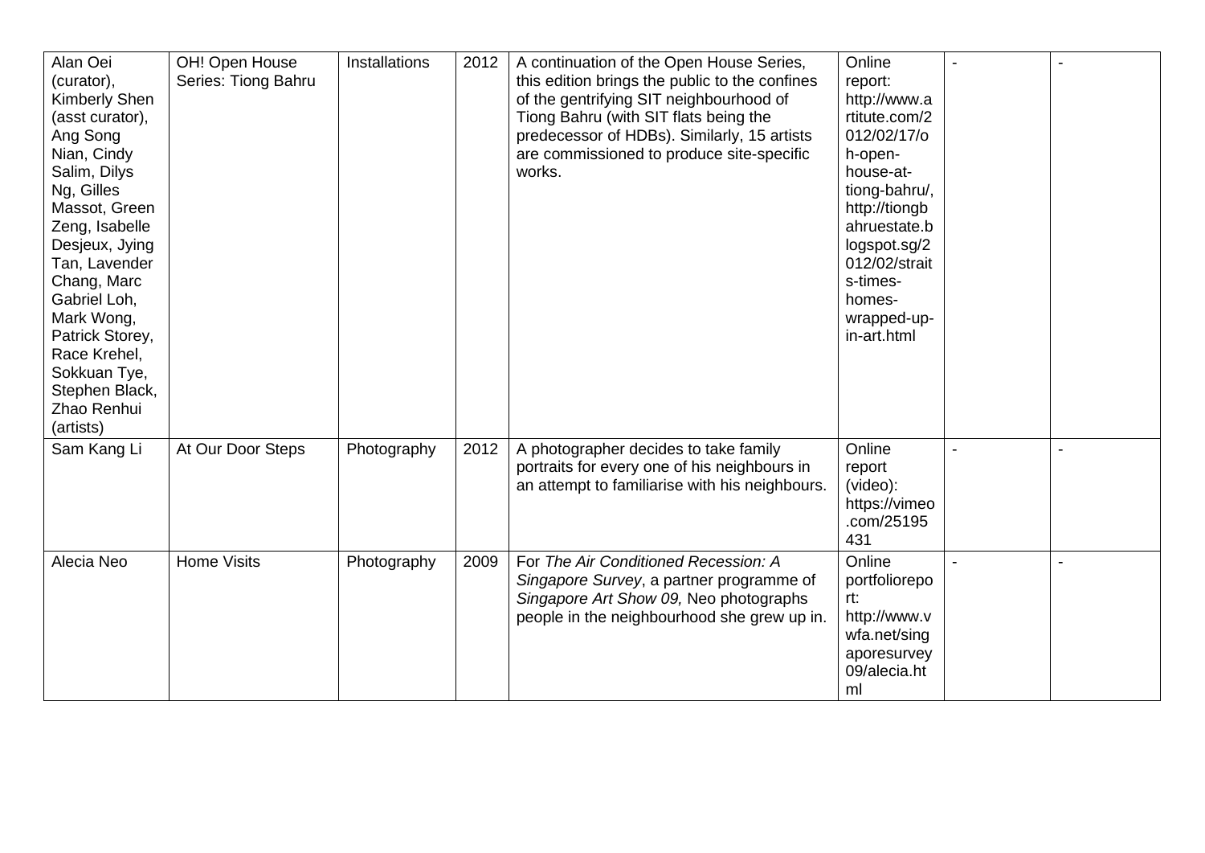| | | | | | | | |
|---|---|---|---|---|---|---|---|
| Alan Oei (curator), Kimberly Shen (asst curator), Ang Song Nian, Cindy Salim, Dilys Ng, Gilles Massot, Green Zeng, Isabelle Desjeux, Jying Tan, Lavender Chang, Marc Gabriel Loh, Mark Wong, Patrick Storey, Race Krehel, Sokkuan Tye, Stephen Black, Zhao Renhui (artists) | OH! Open House Series: Tiong Bahru | Installations | 2012 | A continuation of the Open House Series, this edition brings the public to the confines of the gentrifying SIT neighbourhood of Tiong Bahru (with SIT flats being the predecessor of HDBs). Similarly, 15 artists are commissioned to produce site-specific works. | Online report: http://www.artitute.com/2012/02/17/oh-open-house-at-tiong-bahru/, http://tiongbahruestate.blogspot.sg/2012/02/straits-times-homes-wrapped-up-in-art.html | - | - |
| Sam Kang Li | At Our Door Steps | Photography | 2012 | A photographer decides to take family portraits for every one of his neighbours in an attempt to familiarise with his neighbours. | Online report (video): https://vimeo.com/25195431 | - | - |
| Alecia Neo | Home Visits | Photography | 2009 | For *The Air Conditioned Recession: A Singapore Survey*, a partner programme of *Singapore Art Show 09,* Neo photographs people in the neighbourhood she grew up in. | Online portfolioreport: http://www.vwfa.net/singaporesurvey09/alecia.html | - | - |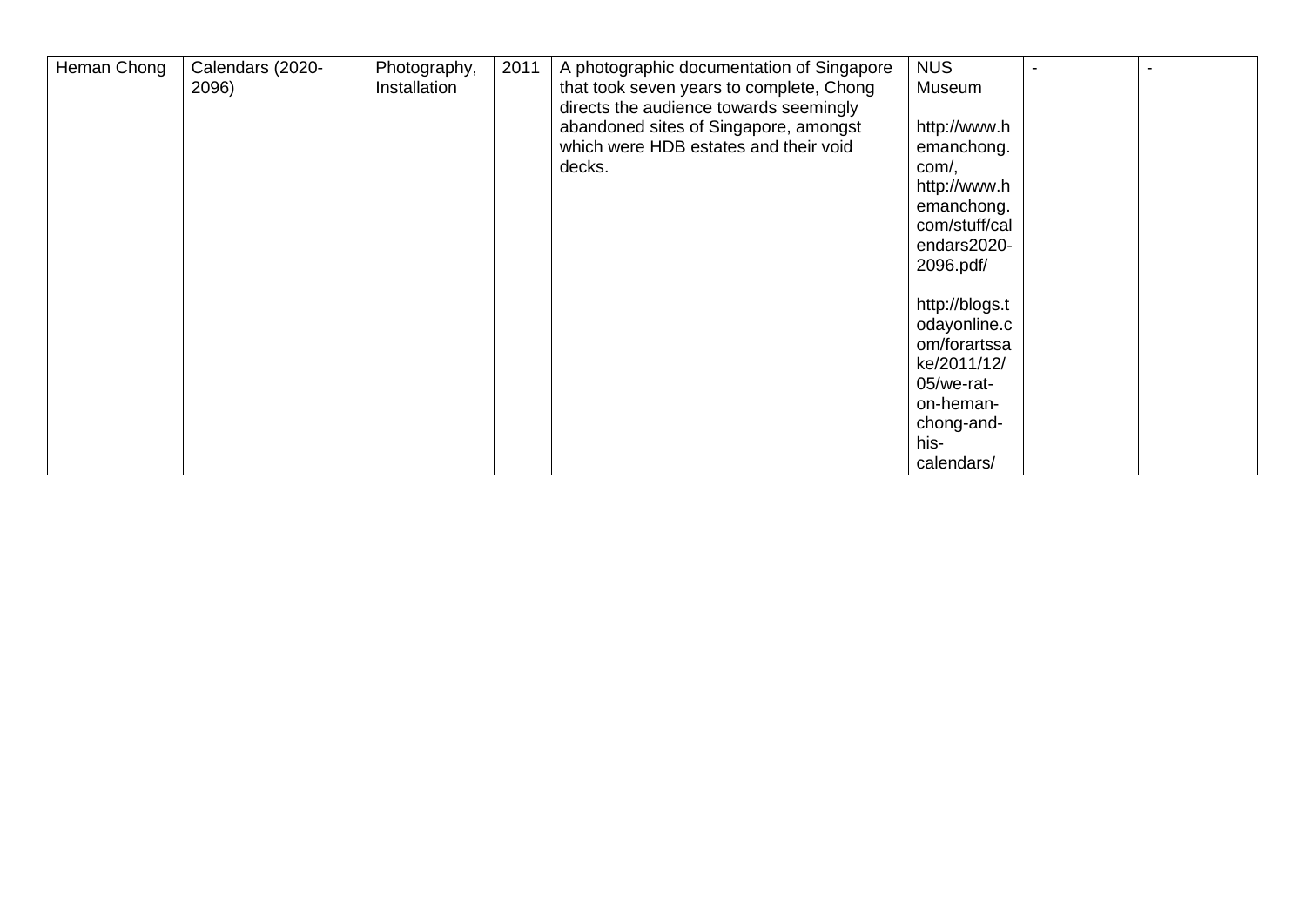| | | | | | | | |
|---|---|---|---|---|---|---|---|
| Heman Chong | Calendars (2020-2096) | Photography, Installation | 2011 | A photographic documentation of Singapore that took seven years to complete, Chong directs the audience towards seemingly abandoned sites of Singapore, amongst which were HDB estates and their void decks. | NUS Museum<br><br>http://www.hemanchong.com/, http://www.hemanchong.com/stuff/calendars2020-2096.pdf/<br><br>http://blogs.todayonline.com/forartssake/2011/12/05/we-rat-on-heman-chong-and-his-calendars/ | - | - |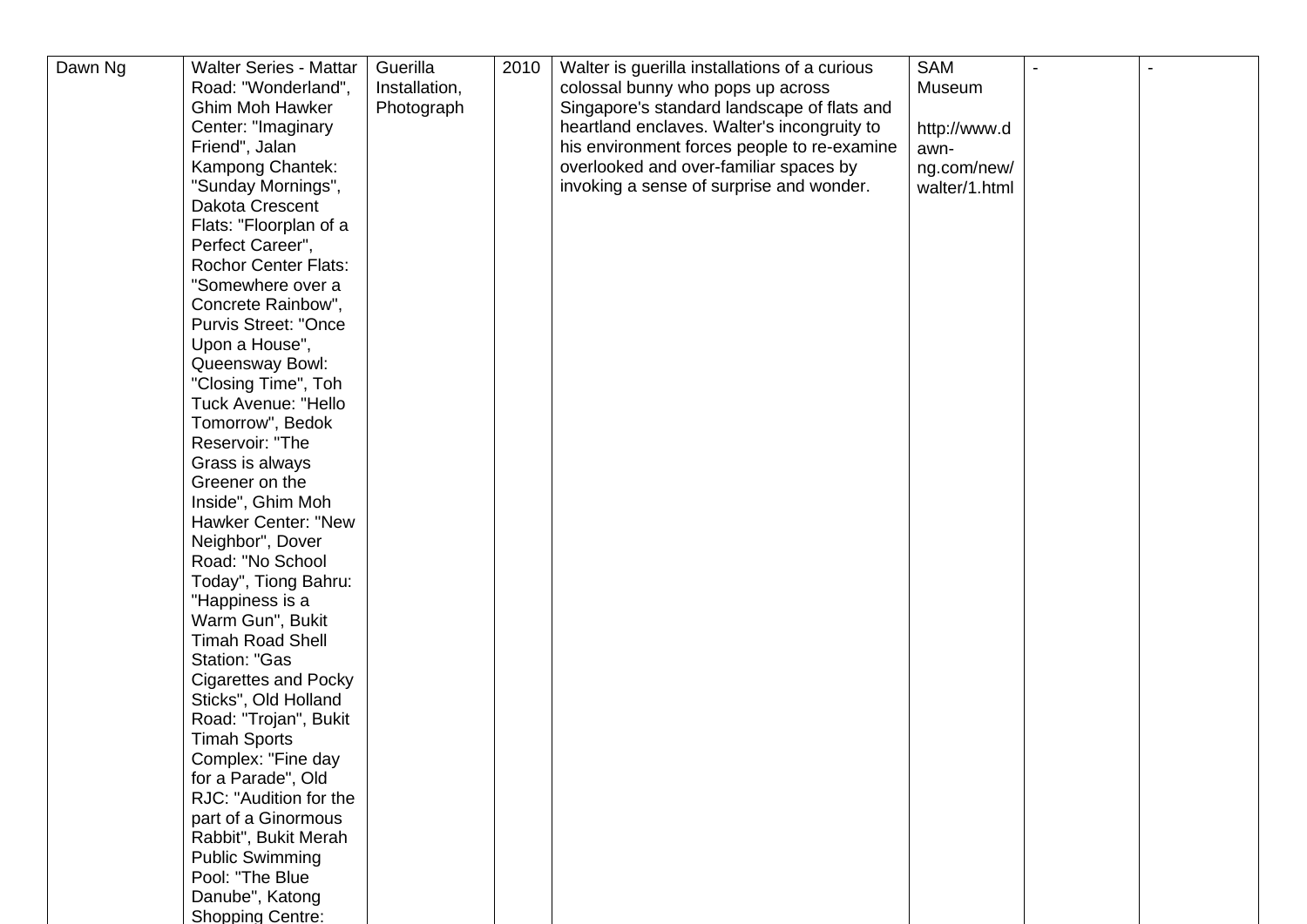| Dawn Ng | Walter Series - Mattar Road: "Wonderland", Ghim Moh Hawker Center: "Imaginary Friend", Jalan Kampong Chantek: "Sunday Mornings", Dakota Crescent Flats: "Floorplan of a Perfect Career", Rochor Center Flats: "Somewhere over a Concrete Rainbow", Purvis Street: "Once Upon a House", Queensway Bowl: "Closing Time", Toh Tuck Avenue: "Hello Tomorrow", Bedok Reservoir: "The Grass is always Greener on the Inside", Ghim Moh Hawker Center: "New Neighbor", Dover Road: "No School Today", Tiong Bahru: "Happiness is a Warm Gun", Bukit Timah Road Shell Station: "Gas Cigarettes and Pocky Sticks", Old Holland Road: "Trojan", Bukit Timah Sports Complex: "Fine day for a Parade", Old RJC: "Audition for the part of a Ginormous Rabbit", Bukit Merah Public Swimming Pool: "The Blue Danube", Katong Shopping Centre: | Guerilla Installation, Photograph | 2010 | Walter is guerilla installations of a curious colossal bunny who pops up across Singapore's standard landscape of flats and heartland enclaves. Walter's incongruity to his environment forces people to re-examine overlooked and over-familiar spaces by invoking a sense of surprise and wonder. | SAM Museum<br><br>http://www.dawn-ng.com/new/walter/1.html | - | - |
|---|---|---|---|---|---|---|---|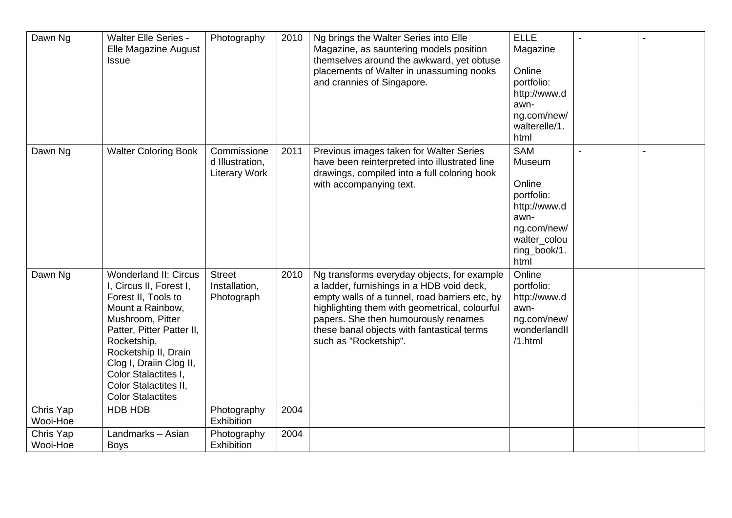| | | | | | | | |
|---|---|---|---|---|---|---|---|
| Dawn Ng | Walter Elle Series - Elle Magazine August Issue | Photography | 2010 | Ng brings the Walter Series into Elle Magazine, as sauntering models position themselves around the awkward, yet obtuse placements of Walter in unassuming nooks and crannies of Singapore. | ELLE Magazine<br><br>Online portfolio: http://www.dawn-ng.com/new/walterelle/1.html | - | - |
| Dawn Ng | Walter Coloring Book | Commissioned Illustration, Literary Work | 2011 | Previous images taken for Walter Series have been reinterpreted into illustrated line drawings, compiled into a full coloring book with accompanying text. | SAM Museum<br><br>Online portfolio: http://www.dawn-ng.com/new/walter_colouring_book/1.html | - | - |
| Dawn Ng | Wonderland II: Circus I, Circus II, Forest I, Forest II, Tools to Mount a Rainbow, Mushroom, Pitter Patter, Pitter Patter II, Rocketship, Rocketship II, Drain Clog I, Draiin Clog II, Color Stalactites I, Color Stalactites II, Color Stalactites | Street Installation, Photograph | 2010 | Ng transforms everyday objects, for example a ladder, furnishings in a HDB void deck, empty walls of a tunnel, road barriers etc, by highlighting them with geometrical, colourful papers. She then humourously renames these banal objects with fantastical terms such as "Rocketship". | Online portfolio: http://www.dawn-ng.com/new/wonderlandII/1.html | | |
| Chris Yap Wooi-Hoe | HDB HDB | Photography Exhibition | 2004 | | | | |
| Chris Yap Wooi-Hoe | Landmarks – Asian Boys | Photography Exhibition | 2004 | | | | |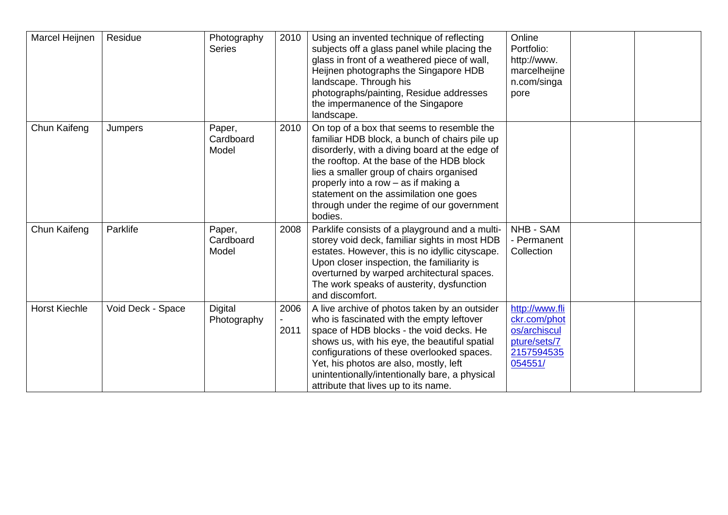| Marcel Heijnen | Residue | Photography Series | 2010 | Using an invented technique of reflecting subjects off a glass panel while placing the glass in front of a weathered piece of wall, Heijnen photographs the Singapore HDB landscape. Through his photographs/painting, Residue addresses the impermanence of the Singapore landscape. | Online Portfolio: http://www.marcelheijnen.com/singapore | | |
|---|---|---|---|---|---|---|---|
| Chun Kaifeng | Jumpers | Paper, Cardboard Model | 2010 | On top of a box that seems to resemble the familiar HDB block, a bunch of chairs pile up disorderly, with a diving board at the edge of the rooftop. At the base of the HDB block lies a smaller group of chairs organised properly into a row – as if making a statement on the assimilation one goes through under the regime of our government bodies. | | | |
| Chun Kaifeng | Parklife | Paper, Cardboard Model | 2008 | Parklife consists of a playground and a multi-storey void deck, familiar sights in most HDB estates. However, this is no idyllic cityscape. Upon closer inspection, the familiarity is overturned by warped architectural spaces. The work speaks of austerity, dysfunction and discomfort. | NHB - SAM - Permanent Collection | | |
| Horst Kiechle | Void Deck - Space | Digital Photography | 2006 - 2011 | A live archive of photos taken by an outsider who is fascinated with the empty leftover space of HDB blocks - the void decks. He shows us, with his eye, the beautiful spatial configurations of these overlooked spaces. Yet, his photos are also, mostly, left unintentionally/intentionally bare, a physical attribute that lives up to its name. | http://www.flickr.com/photos/archisculpture/sets/72157594535054551/ | | |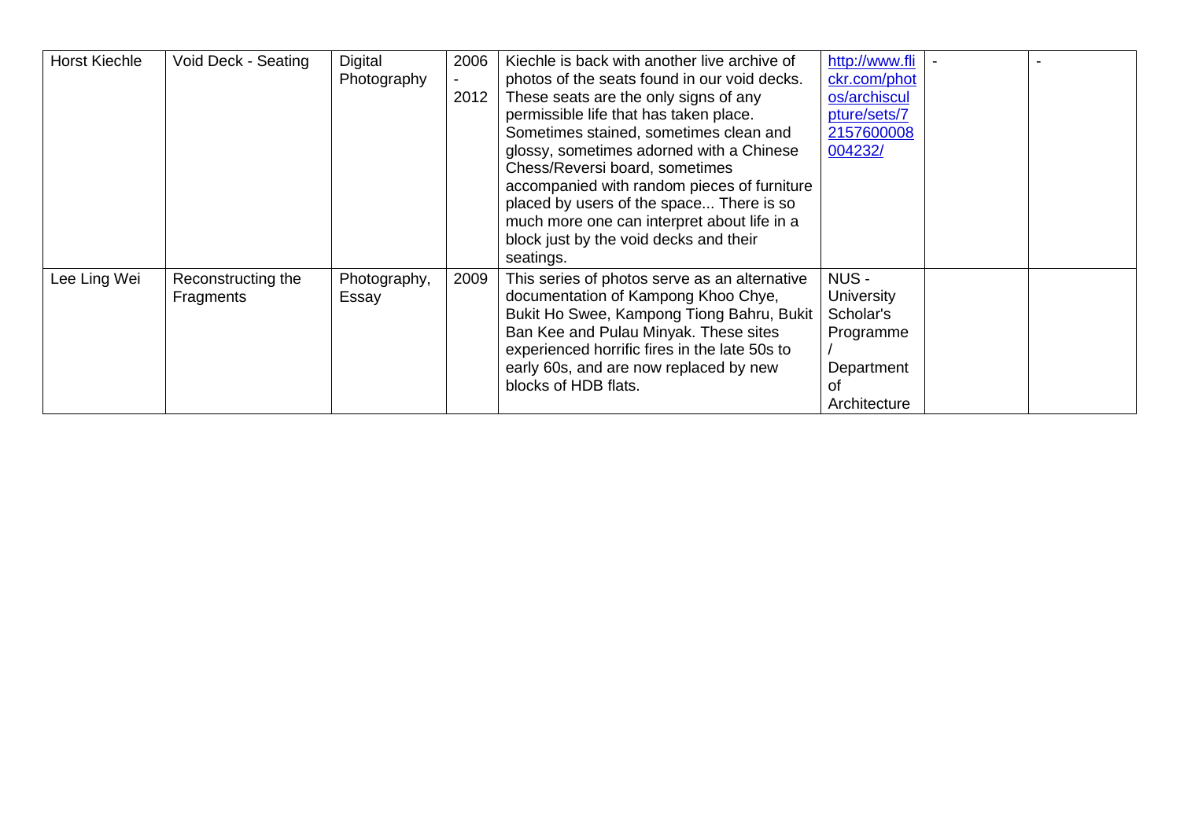| | | | | | | | |
|---|---|---|---|---|---|---|---|
| Horst Kiechle | Void Deck - Seating | Digital Photography | 2006 - 2012 | Kiechle is back with another live archive of photos of the seats found in our void decks. These seats are the only signs of any permissible life that has taken place. Sometimes stained, sometimes clean and glossy, sometimes adorned with a Chinese Chess/Reversi board, sometimes accompanied with random pieces of furniture placed by users of the space... There is so much more one can interpret about life in a block just by the void decks and their seatings. | http://www.flickr.com/photos/archisculpture/sets/72157600008004232/ | - | - |
| Lee Ling Wei | Reconstructing the Fragments | Photography, Essay | 2009 | This series of photos serve as an alternative documentation of Kampong Khoo Chye, Bukit Ho Swee, Kampong Tiong Bahru, Bukit Ban Kee and Pulau Minyak. These sites experienced horrific fires in the late 50s to early 60s, and are now replaced by new blocks of HDB flats. | NUS - University Scholar's Programme / Department of Architecture | | |